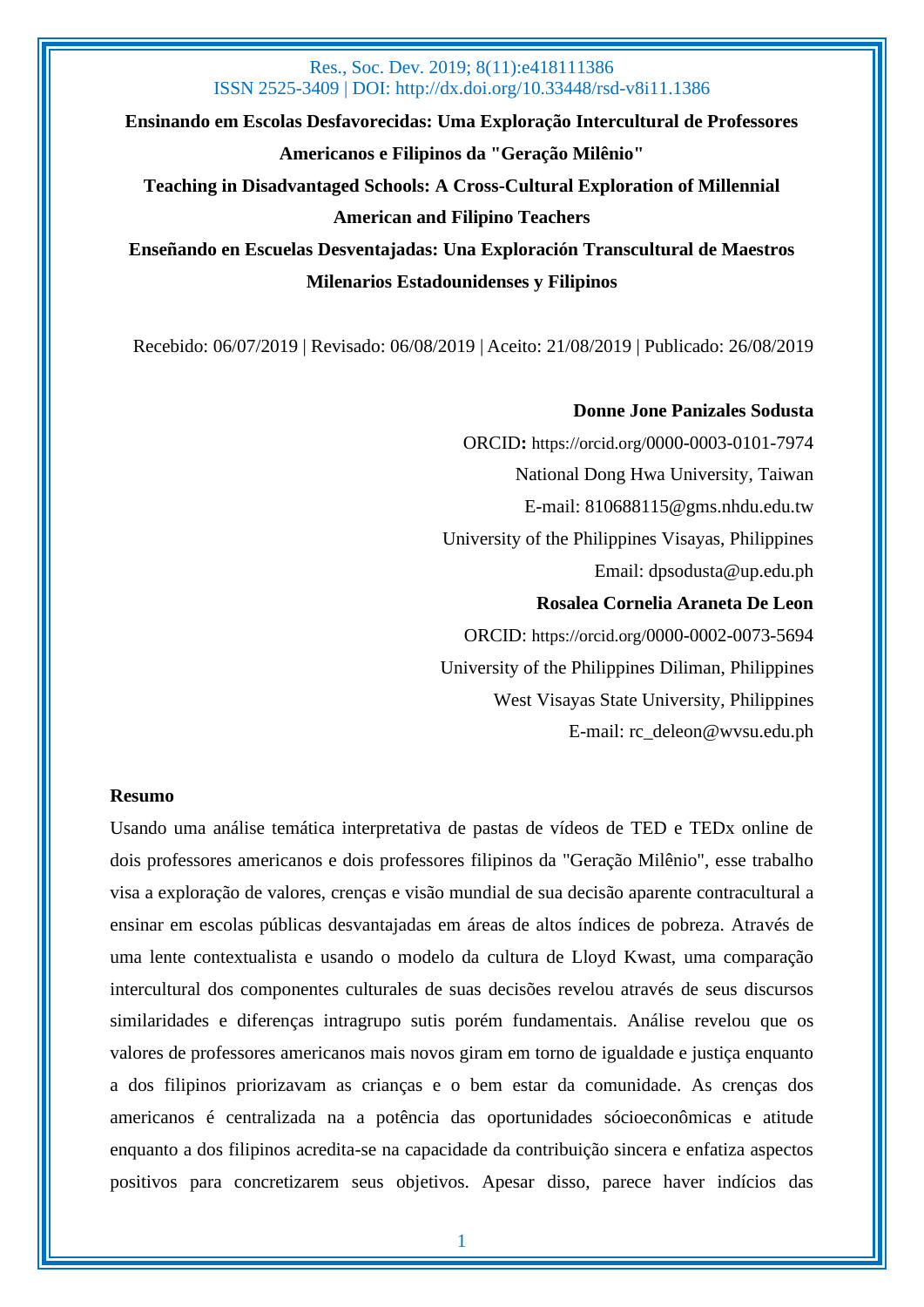**Ensinando em Escolas Desfavorecidas: Uma Exploração Intercultural de Professores Americanos e Filipinos da "Geração Milênio"**

**Teaching in Disadvantaged Schools: A Cross-Cultural Exploration of Millennial American and Filipino Teachers**

**Enseñando en Escuelas Desventajadas: Una Exploración Transcultural de Maestros Milenarios Estadounidenses y Filipinos**

Recebido: 06/07/2019 | Revisado: 06/08/2019 | Aceito: 21/08/2019 | Publicado: 26/08/2019

**Donne Jone Panizales Sodusta**
ORCID**:** https://orcid.org/0000-0003-0101-7974
National Dong Hwa University, Taiwan
E-mail: 810688115@gms.nhdu.edu.tw
University of the Philippines Visayas, Philippines
Email: dpsodusta@up.edu.ph

**Rosalea Cornelia Araneta De Leon**
ORCID: https://orcid.org/0000-0002-0073-5694
University of the Philippines Diliman, Philippines
West Visayas State University, Philippines
E-mail: rc_deleon@wvsu.edu.ph

**Resumo**

Usando uma análise temática interpretativa de pastas de vídeos de TED e TEDx online de dois professores americanos e dois professores filipinos da "Geração Milênio", esse trabalho visa a exploração de valores, crenças e visão mundial de sua decisão aparente contracultural a ensinar em escolas públicas desvantajadas em áreas de altos índices de pobreza. Através de uma lente contextualista e usando o modelo da cultura de Lloyd Kwast, uma comparação intercultural dos componentes culturales de suas decisões revelou através de seus discursos similaridades e diferenças intragrupo sutis porém fundamentais. Análise revelou que os valores de professores americanos mais novos giram em torno de igualdade e justiça enquanto a dos filipinos priorizavam as crianças e o bem estar da comunidade. As crenças dos americanos é centralizada na a potência das oportunidades sócioeconômicas e atitude enquanto a dos filipinos acredita-se na capacidade da contribuição sincera e enfatiza aspectos positivos para concretizarem seus objetivos. Apesar disso, parece haver indícios das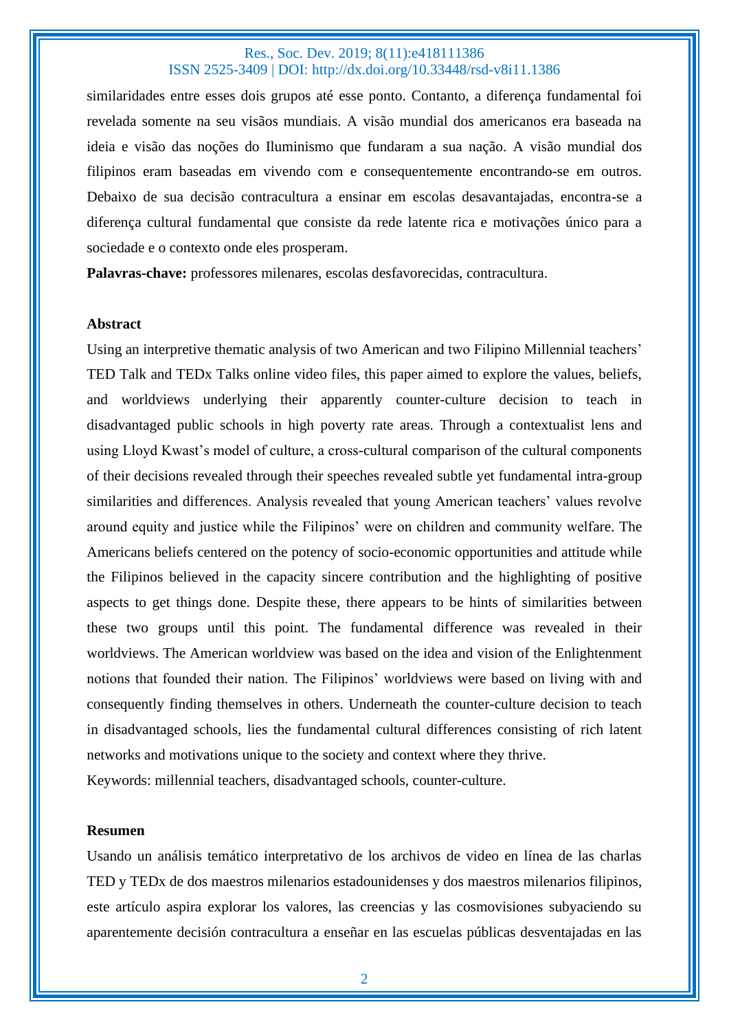similaridades entre esses dois grupos até esse ponto. Contanto, a diferença fundamental foi revelada somente na seu visões mundiais. A visão mundial dos americanos era baseada na ideia e visão das noções do Iluminismo que fundaram a sua nação. A visão mundial dos filipinos eram baseadas em vivendo com e consequentemente encontrando-se em outros. Debaixo de sua decisão contracultura a ensinar em escolas desavantajadas, encontra-se a diferença cultural fundamental que consiste da rede latente rica e motivações único para a sociedade e o contexto onde eles prosperam.

**Palavras-chave:** professores milenares, escolas desfavorecidas, contracultura.

**Abstract**

Using an interpretive thematic analysis of two American and two Filipino Millennial teachers' TED Talk and TEDx Talks online video files, this paper aimed to explore the values, beliefs, and worldviews underlying their apparently counter-culture decision to teach in disadvantaged public schools in high poverty rate areas. Through a contextualist lens and using Lloyd Kwast's model of culture, a cross-cultural comparison of the cultural components of their decisions revealed through their speeches revealed subtle yet fundamental intra-group similarities and differences. Analysis revealed that young American teachers' values revolve around equity and justice while the Filipinos' were on children and community welfare. The Americans beliefs centered on the potency of socio-economic opportunities and attitude while the Filipinos believed in the capacity sincere contribution and the highlighting of positive aspects to get things done. Despite these, there appears to be hints of similarities between these two groups until this point. The fundamental difference was revealed in their worldviews. The American worldview was based on the idea and vision of the Enlightenment notions that founded their nation. The Filipinos' worldviews were based on living with and consequently finding themselves in others. Underneath the counter-culture decision to teach in disadvantaged schools, lies the fundamental cultural differences consisting of rich latent networks and motivations unique to the society and context where they thrive.

Keywords: millennial teachers, disadvantaged schools, counter-culture.

**Resumen**

Usando un análisis temático interpretativo de los archivos de video en línea de las charlas TED y TEDx de dos maestros milenarios estadounidenses y dos maestros milenarios filipinos, este artículo aspira explorar los valores, las creencias y las cosmovisiones subyaciendo su aparentemente decisión contracultura a enseñar en las escuelas públicas desventajadas en las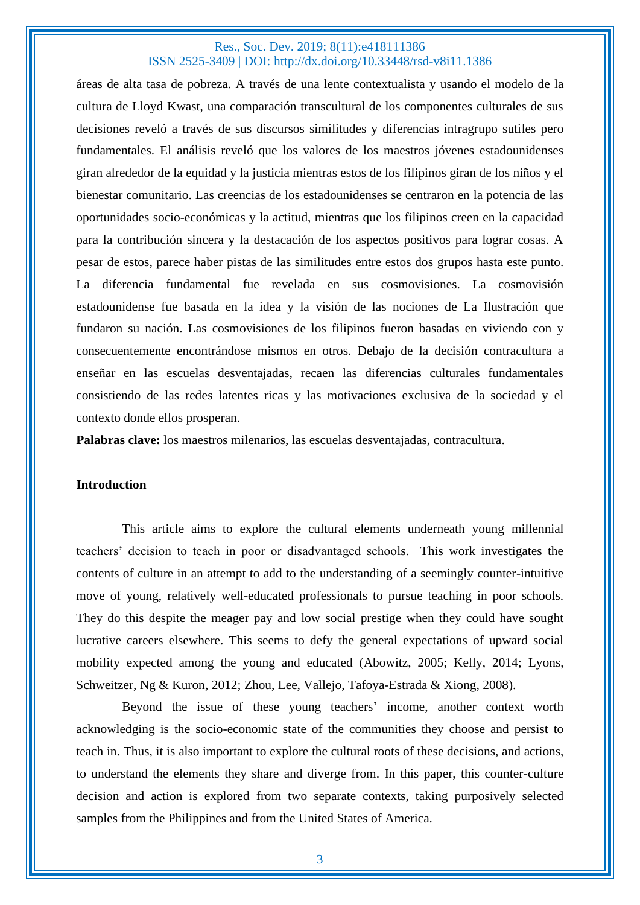áreas de alta tasa de pobreza. A través de una lente contextualista y usando el modelo de la cultura de Lloyd Kwast, una comparación transcultural de los componentes culturales de sus decisiones reveló a través de sus discursos similitudes y diferencias intragrupo sutiles pero fundamentales. El análisis reveló que los valores de los maestros jóvenes estadounidenses giran alrededor de la equidad y la justicia mientras estos de los filipinos giran de los niños y el bienestar comunitario. Las creencias de los estadounidenses se centraron en la potencia de las oportunidades socio-económicas y la actitud, mientras que los filipinos creen en la capacidad para la contribución sincera y la destacación de los aspectos positivos para lograr cosas. A pesar de estos, parece haber pistas de las similitudes entre estos dos grupos hasta este punto. La diferencia fundamental fue revelada en sus cosmovisiones. La cosmovisión estadounidense fue basada en la idea y la visión de las nociones de La Ilustración que fundaron su nación. Las cosmovisiones de los filipinos fueron basadas en viviendo con y consecuentemente encontrándose mismos en otros. Debajo de la decisión contracultura a enseñar en las escuelas desventajadas, recaen las diferencias culturales fundamentales consistiendo de las redes latentes ricas y las motivaciones exclusiva de la sociedad y el contexto donde ellos prosperan.

**Palabras clave:** los maestros milenarios, las escuelas desventajadas, contracultura.

## Introduction

This article aims to explore the cultural elements underneath young millennial teachers' decision to teach in poor or disadvantaged schools. This work investigates the contents of culture in an attempt to add to the understanding of a seemingly counter-intuitive move of young, relatively well-educated professionals to pursue teaching in poor schools. They do this despite the meager pay and low social prestige when they could have sought lucrative careers elsewhere. This seems to defy the general expectations of upward social mobility expected among the young and educated (Abowitz, 2005; Kelly, 2014; Lyons, Schweitzer, Ng & Kuron, 2012; Zhou, Lee, Vallejo, Tafoya-Estrada & Xiong, 2008).

Beyond the issue of these young teachers' income, another context worth acknowledging is the socio-economic state of the communities they choose and persist to teach in. Thus, it is also important to explore the cultural roots of these decisions, and actions, to understand the elements they share and diverge from. In this paper, this counter-culture decision and action is explored from two separate contexts, taking purposively selected samples from the Philippines and from the United States of America.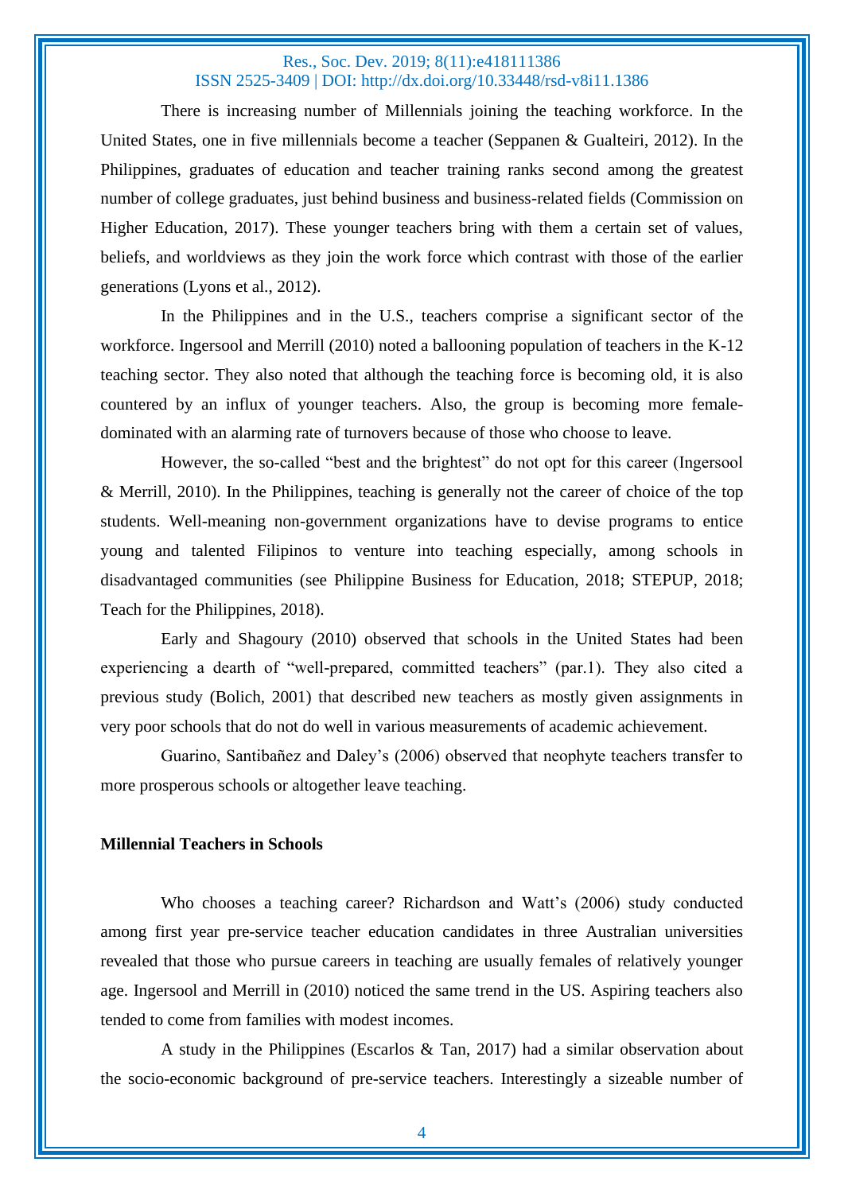There is increasing number of Millennials joining the teaching workforce. In the United States, one in five millennials become a teacher (Seppanen & Gualteiri, 2012). In the Philippines, graduates of education and teacher training ranks second among the greatest number of college graduates, just behind business and business-related fields (Commission on Higher Education, 2017). These younger teachers bring with them a certain set of values, beliefs, and worldviews as they join the work force which contrast with those of the earlier generations (Lyons et al., 2012).

In the Philippines and in the U.S., teachers comprise a significant sector of the workforce. Ingersool and Merrill (2010) noted a ballooning population of teachers in the K-12 teaching sector. They also noted that although the teaching force is becoming old, it is also countered by an influx of younger teachers. Also, the group is becoming more female-dominated with an alarming rate of turnovers because of those who choose to leave.

However, the so-called "best and the brightest" do not opt for this career (Ingersool & Merrill, 2010). In the Philippines, teaching is generally not the career of choice of the top students. Well-meaning non-government organizations have to devise programs to entice young and talented Filipinos to venture into teaching especially, among schools in disadvantaged communities (see Philippine Business for Education, 2018; STEPUP, 2018; Teach for the Philippines, 2018).

Early and Shagoury (2010) observed that schools in the United States had been experiencing a dearth of "well-prepared, committed teachers" (par.1). They also cited a previous study (Bolich, 2001) that described new teachers as mostly given assignments in very poor schools that do not do well in various measurements of academic achievement.

Guarino, Santibañez and Daley's (2006) observed that neophyte teachers transfer to more prosperous schools or altogether leave teaching.

**Millennial Teachers in Schools**

Who chooses a teaching career? Richardson and Watt's (2006) study conducted among first year pre-service teacher education candidates in three Australian universities revealed that those who pursue careers in teaching are usually females of relatively younger age. Ingersool and Merrill in (2010) noticed the same trend in the US. Aspiring teachers also tended to come from families with modest incomes.

A study in the Philippines (Escarlos & Tan, 2017) had a similar observation about the socio-economic background of pre-service teachers. Interestingly a sizeable number of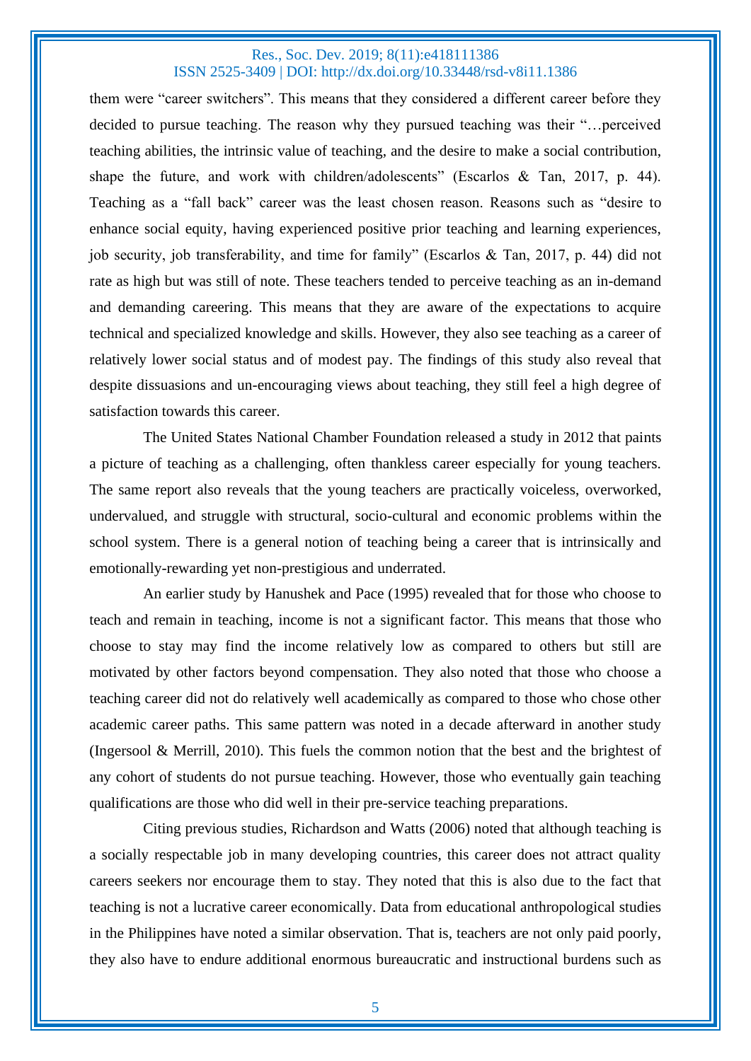them were “career switchers”. This means that they considered a different career before they decided to pursue teaching. The reason why they pursued teaching was their “…perceived teaching abilities, the intrinsic value of teaching, and the desire to make a social contribution, shape the future, and work with children/adolescents” (Escarlos & Tan, 2017, p. 44). Teaching as a “fall back” career was the least chosen reason. Reasons such as “desire to enhance social equity, having experienced positive prior teaching and learning experiences, job security, job transferability, and time for family” (Escarlos & Tan, 2017, p. 44) did not rate as high but was still of note. These teachers tended to perceive teaching as an in-demand and demanding careering. This means that they are aware of the expectations to acquire technical and specialized knowledge and skills. However, they also see teaching as a career of relatively lower social status and of modest pay. The findings of this study also reveal that despite dissuasions and un-encouraging views about teaching, they still feel a high degree of satisfaction towards this career.

The United States National Chamber Foundation released a study in 2012 that paints a picture of teaching as a challenging, often thankless career especially for young teachers. The same report also reveals that the young teachers are practically voiceless, overworked, undervalued, and struggle with structural, socio-cultural and economic problems within the school system. There is a general notion of teaching being a career that is intrinsically and emotionally-rewarding yet non-prestigious and underrated.

An earlier study by Hanushek and Pace (1995) revealed that for those who choose to teach and remain in teaching, income is not a significant factor. This means that those who choose to stay may find the income relatively low as compared to others but still are motivated by other factors beyond compensation. They also noted that those who choose a teaching career did not do relatively well academically as compared to those who chose other academic career paths. This same pattern was noted in a decade afterward in another study (Ingersool & Merrill, 2010). This fuels the common notion that the best and the brightest of any cohort of students do not pursue teaching. However, those who eventually gain teaching qualifications are those who did well in their pre-service teaching preparations.

Citing previous studies, Richardson and Watts (2006) noted that although teaching is a socially respectable job in many developing countries, this career does not attract quality careers seekers nor encourage them to stay. They noted that this is also due to the fact that teaching is not a lucrative career economically. Data from educational anthropological studies in the Philippines have noted a similar observation. That is, teachers are not only paid poorly, they also have to endure additional enormous bureaucratic and instructional burdens such as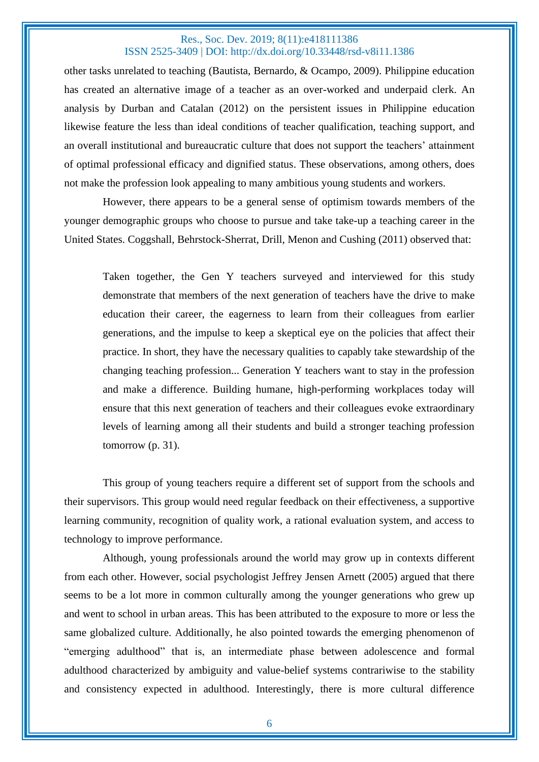other tasks unrelated to teaching (Bautista, Bernardo, & Ocampo, 2009). Philippine education has created an alternative image of a teacher as an over-worked and underpaid clerk. An analysis by Durban and Catalan (2012) on the persistent issues in Philippine education likewise feature the less than ideal conditions of teacher qualification, teaching support, and an overall institutional and bureaucratic culture that does not support the teachers' attainment of optimal professional efficacy and dignified status. These observations, among others, does not make the profession look appealing to many ambitious young students and workers.

However, there appears to be a general sense of optimism towards members of the younger demographic groups who choose to pursue and take take-up a teaching career in the United States. Coggshall, Behrstock-Sherrat, Drill, Menon and Cushing (2011) observed that:

> Taken together, the Gen Y teachers surveyed and interviewed for this study demonstrate that members of the next generation of teachers have the drive to make education their career, the eagerness to learn from their colleagues from earlier generations, and the impulse to keep a skeptical eye on the policies that affect their practice. In short, they have the necessary qualities to capably take stewardship of the changing teaching profession... Generation Y teachers want to stay in the profession and make a difference. Building humane, high-performing workplaces today will ensure that this next generation of teachers and their colleagues evoke extraordinary levels of learning among all their students and build a stronger teaching profession tomorrow (p. 31).

This group of young teachers require a different set of support from the schools and their supervisors. This group would need regular feedback on their effectiveness, a supportive learning community, recognition of quality work, a rational evaluation system, and access to technology to improve performance.

Although, young professionals around the world may grow up in contexts different from each other. However, social psychologist Jeffrey Jensen Arnett (2005) argued that there seems to be a lot more in common culturally among the younger generations who grew up and went to school in urban areas. This has been attributed to the exposure to more or less the same globalized culture. Additionally, he also pointed towards the emerging phenomenon of "emerging adulthood" that is, an intermediate phase between adolescence and formal adulthood characterized by ambiguity and value-belief systems contrariwise to the stability and consistency expected in adulthood. Interestingly, there is more cultural difference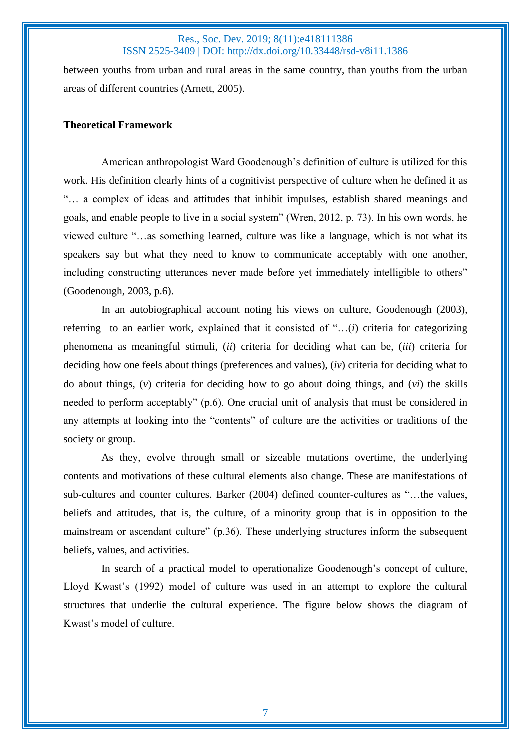between youths from urban and rural areas in the same country, than youths from the urban areas of different countries (Arnett, 2005).

**Theoretical Framework**

American anthropologist Ward Goodenough's definition of culture is utilized for this work. His definition clearly hints of a cognitivist perspective of culture when he defined it as "… a complex of ideas and attitudes that inhibit impulses, establish shared meanings and goals, and enable people to live in a social system" (Wren, 2012, p. 73). In his own words, he viewed culture "…as something learned, culture was like a language, which is not what its speakers say but what they need to know to communicate acceptably with one another, including constructing utterances never made before yet immediately intelligible to others" (Goodenough, 2003, p.6).

In an autobiographical account noting his views on culture, Goodenough (2003), referring to an earlier work, explained that it consisted of "…(*i*) criteria for categorizing phenomena as meaningful stimuli, (*ii*) criteria for deciding what can be, (*iii*) criteria for deciding how one feels about things (preferences and values), (*iv*) criteria for deciding what to do about things, (*v*) criteria for deciding how to go about doing things, and (*vi*) the skills needed to perform acceptably" (p.6). One crucial unit of analysis that must be considered in any attempts at looking into the "contents" of culture are the activities or traditions of the society or group.

As they, evolve through small or sizeable mutations overtime, the underlying contents and motivations of these cultural elements also change. These are manifestations of sub-cultures and counter cultures. Barker (2004) defined counter-cultures as "…the values, beliefs and attitudes, that is, the culture, of a minority group that is in opposition to the mainstream or ascendant culture" (p.36). These underlying structures inform the subsequent beliefs, values, and activities.

In search of a practical model to operationalize Goodenough's concept of culture, Lloyd Kwast's (1992) model of culture was used in an attempt to explore the cultural structures that underlie the cultural experience. The figure below shows the diagram of Kwast's model of culture.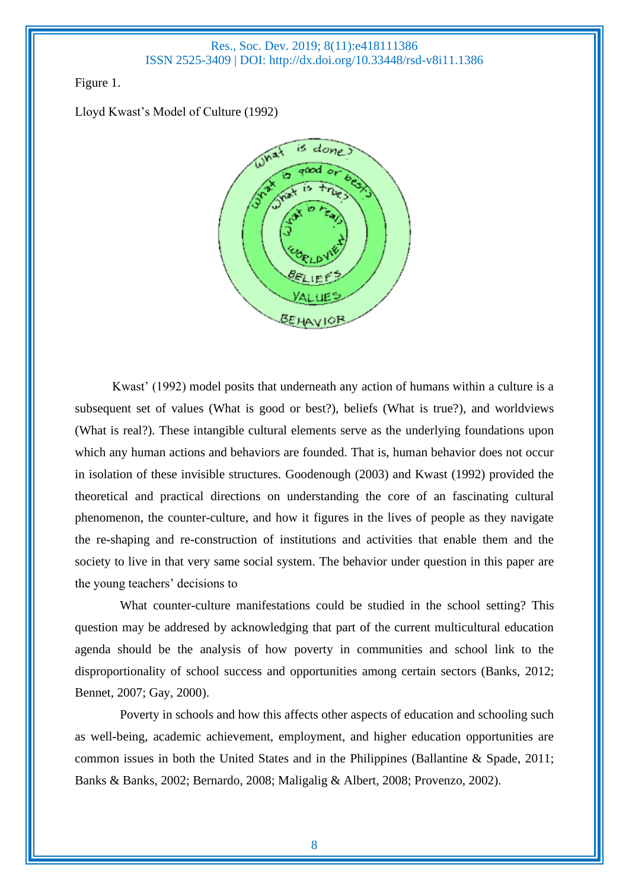Figure 1.

Lloyd Kwast's Model of Culture (1992)

Kwast' (1992) model posits that underneath any action of humans within a culture is a subsequent set of values (What is good or best?), beliefs (What is true?), and worldviews (What is real?). These intangible cultural elements serve as the underlying foundations upon which any human actions and behaviors are founded. That is, human behavior does not occur in isolation of these invisible structures. Goodenough (2003) and Kwast (1992) provided the theoretical and practical directions on understanding the core of an fascinating cultural phenomenon, the counter-culture, and how it figures in the lives of people as they navigate the re-shaping and re-construction of institutions and activities that enable them and the society to live in that very same social system. The behavior under question in this paper are the young teachers' decisions to

What counter-culture manifestations could be studied in the school setting? This question may be addresed by acknowledging that part of the current multicultural education agenda should be the analysis of how poverty in communities and school link to the disproportionality of school success and opportunities among certain sectors (Banks, 2012; Bennet, 2007; Gay, 2000).

Poverty in schools and how this affects other aspects of education and schooling such as well-being, academic achievement, employment, and higher education opportunities are common issues in both the United States and in the Philippines (Ballantine & Spade, 2011; Banks & Banks, 2002; Bernardo, 2008; Maligalig & Albert, 2008; Provenzo, 2002).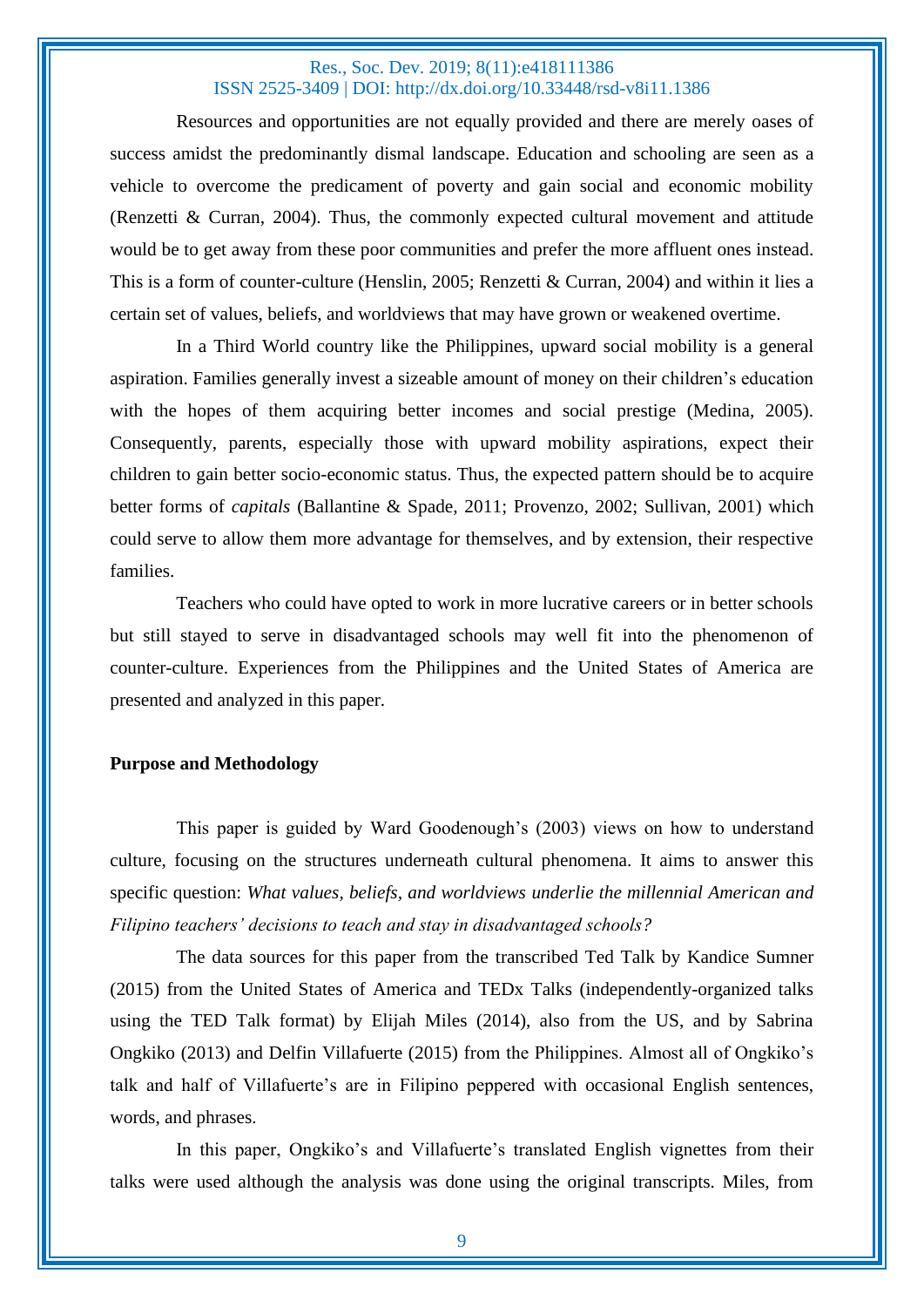Resources and opportunities are not equally provided and there are merely oases of success amidst the predominantly dismal landscape. Education and schooling are seen as a vehicle to overcome the predicament of poverty and gain social and economic mobility (Renzetti & Curran, 2004). Thus, the commonly expected cultural movement and attitude would be to get away from these poor communities and prefer the more affluent ones instead. This is a form of counter-culture (Henslin, 2005; Renzetti & Curran, 2004) and within it lies a certain set of values, beliefs, and worldviews that may have grown or weakened overtime.

In a Third World country like the Philippines, upward social mobility is a general aspiration. Families generally invest a sizeable amount of money on their children's education with the hopes of them acquiring better incomes and social prestige (Medina, 2005). Consequently, parents, especially those with upward mobility aspirations, expect their children to gain better socio-economic status. Thus, the expected pattern should be to acquire better forms of *capitals* (Ballantine & Spade, 2011; Provenzo, 2002; Sullivan, 2001) which could serve to allow them more advantage for themselves, and by extension, their respective families.

Teachers who could have opted to work in more lucrative careers or in better schools but still stayed to serve in disadvantaged schools may well fit into the phenomenon of counter-culture. Experiences from the Philippines and the United States of America are presented and analyzed in this paper.

**Purpose and Methodology**

This paper is guided by Ward Goodenough's (2003) views on how to understand culture, focusing on the structures underneath cultural phenomena. It aims to answer this specific question: *What values, beliefs, and worldviews underlie the millennial American and Filipino teachers' decisions to teach and stay in disadvantaged schools?*

The data sources for this paper from the transcribed Ted Talk by Kandice Sumner (2015) from the United States of America and TEDx Talks (independently-organized talks using the TED Talk format) by Elijah Miles (2014), also from the US, and by Sabrina Ongkiko (2013) and Delfin Villafuerte (2015) from the Philippines. Almost all of Ongkiko's talk and half of Villafuerte's are in Filipino peppered with occasional English sentences, words, and phrases.

In this paper, Ongkiko's and Villafuerte's translated English vignettes from their talks were used although the analysis was done using the original transcripts. Miles, from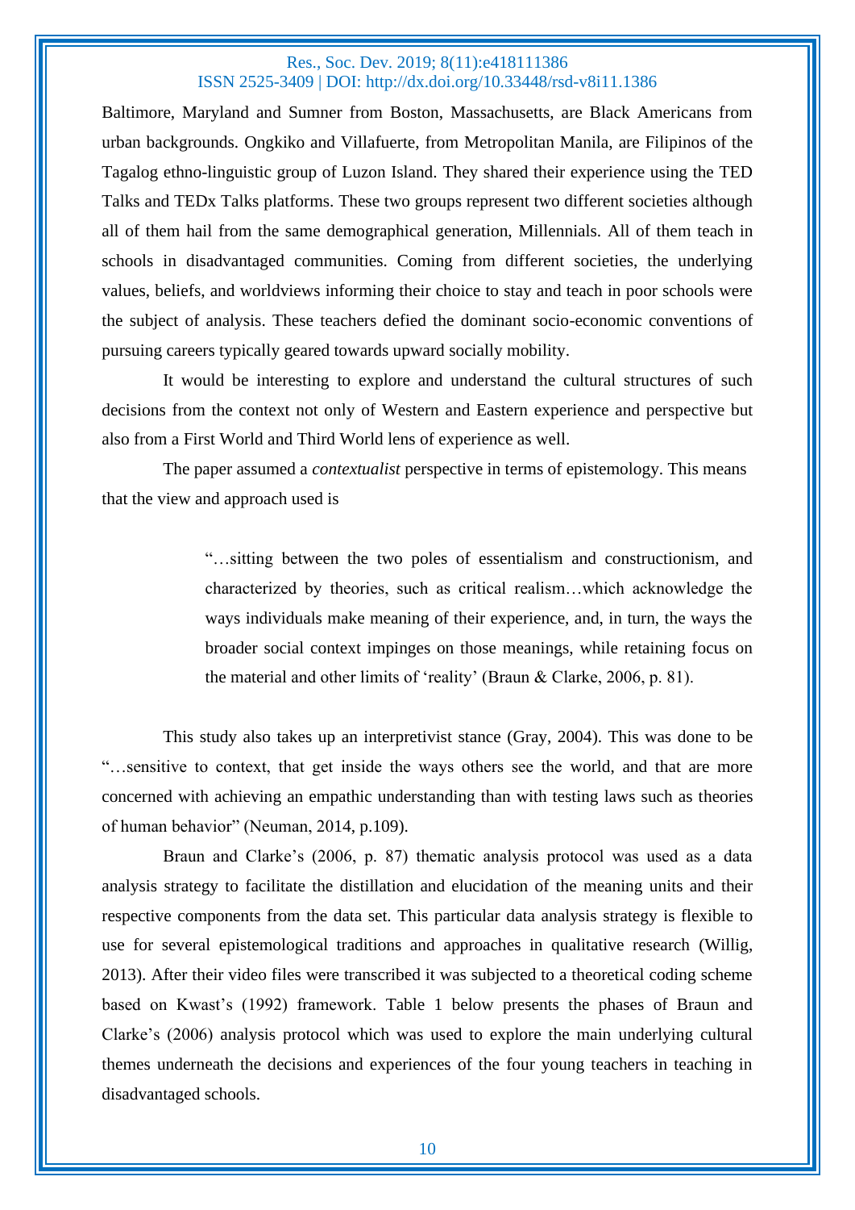Baltimore, Maryland and Sumner from Boston, Massachusetts, are Black Americans from urban backgrounds. Ongkiko and Villafuerte, from Metropolitan Manila, are Filipinos of the Tagalog ethno-linguistic group of Luzon Island. They shared their experience using the TED Talks and TEDx Talks platforms. These two groups represent two different societies although all of them hail from the same demographical generation, Millennials. All of them teach in schools in disadvantaged communities. Coming from different societies, the underlying values, beliefs, and worldviews informing their choice to stay and teach in poor schools were the subject of analysis. These teachers defied the dominant socio-economic conventions of pursuing careers typically geared towards upward socially mobility.

It would be interesting to explore and understand the cultural structures of such decisions from the context not only of Western and Eastern experience and perspective but also from a First World and Third World lens of experience as well.

The paper assumed a *contextualist* perspective in terms of epistemology. This means that the view and approach used is

> "…sitting between the two poles of essentialism and constructionism, and characterized by theories, such as critical realism…which acknowledge the ways individuals make meaning of their experience, and, in turn, the ways the broader social context impinges on those meanings, while retaining focus on the material and other limits of 'reality' (Braun & Clarke, 2006, p. 81).

This study also takes up an interpretivist stance (Gray, 2004). This was done to be "…sensitive to context, that get inside the ways others see the world, and that are more concerned with achieving an empathic understanding than with testing laws such as theories of human behavior" (Neuman, 2014, p.109).

Braun and Clarke's (2006, p. 87) thematic analysis protocol was used as a data analysis strategy to facilitate the distillation and elucidation of the meaning units and their respective components from the data set. This particular data analysis strategy is flexible to use for several epistemological traditions and approaches in qualitative research (Willig, 2013). After their video files were transcribed it was subjected to a theoretical coding scheme based on Kwast's (1992) framework. Table 1 below presents the phases of Braun and Clarke's (2006) analysis protocol which was used to explore the main underlying cultural themes underneath the decisions and experiences of the four young teachers in teaching in disadvantaged schools.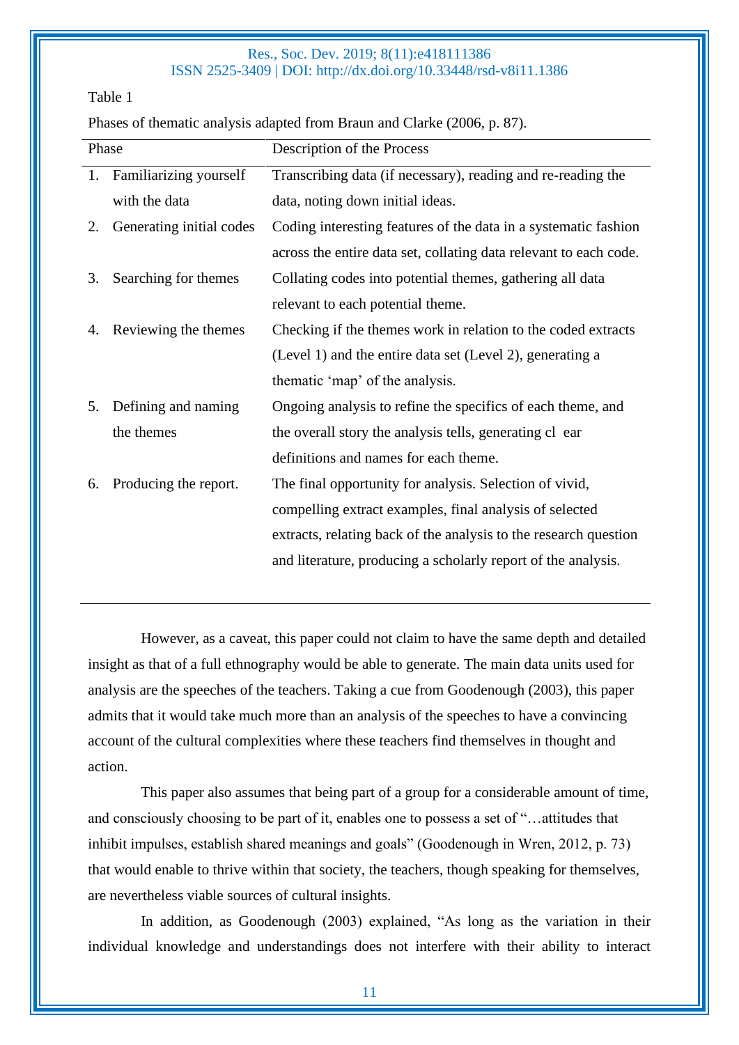Table 1

Phases of thematic analysis adapted from Braun and Clarke (2006, p. 87).

| Phase | Description of the Process |
|---|---|
| 1. Familiarizing yourself with the data | Transcribing data (if necessary), reading and re-reading the data, noting down initial ideas. |
| 2. Generating initial codes | Coding interesting features of the data in a systematic fashion across the entire data set, collating data relevant to each code. |
| 3. Searching for themes | Collating codes into potential themes, gathering all data relevant to each potential theme. |
| 4. Reviewing the themes | Checking if the themes work in relation to the coded extracts (Level 1) and the entire data set (Level 2), generating a thematic 'map' of the analysis. |
| 5. Defining and naming the themes | Ongoing analysis to refine the specifics of each theme, and the overall story the analysis tells, generating cl ear definitions and names for each theme. |
| 6. Producing the report. | The final opportunity for analysis. Selection of vivid, compelling extract examples, final analysis of selected extracts, relating back of the analysis to the research question and literature, producing a scholarly report of the analysis. |

However, as a caveat, this paper could not claim to have the same depth and detailed insight as that of a full ethnography would be able to generate. The main data units used for analysis are the speeches of the teachers. Taking a cue from Goodenough (2003), this paper admits that it would take much more than an analysis of the speeches to have a convincing account of the cultural complexities where these teachers find themselves in thought and action.

This paper also assumes that being part of a group for a considerable amount of time, and consciously choosing to be part of it, enables one to possess a set of "…attitudes that inhibit impulses, establish shared meanings and goals" (Goodenough in Wren, 2012, p. 73) that would enable to thrive within that society, the teachers, though speaking for themselves, are nevertheless viable sources of cultural insights.

In addition, as Goodenough (2003) explained, "As long as the variation in their individual knowledge and understandings does not interfere with their ability to interact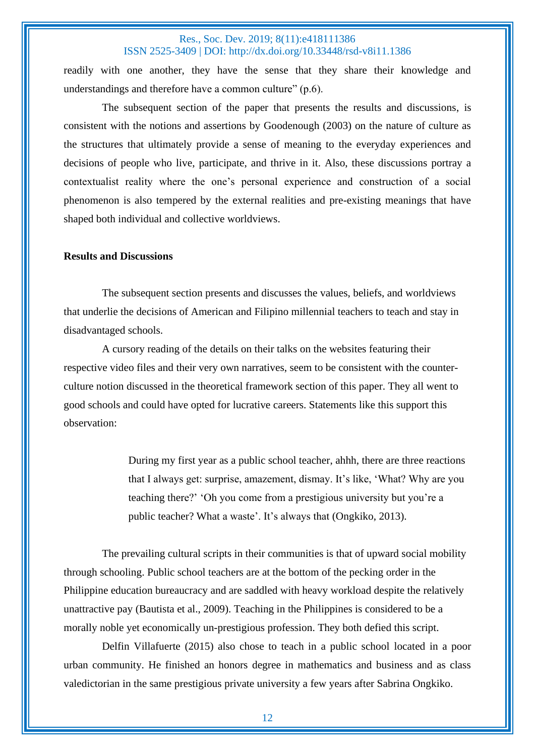readily with one another, they have the sense that they share their knowledge and understandings and therefore have a common culture" (p.6).

The subsequent section of the paper that presents the results and discussions, is consistent with the notions and assertions by Goodenough (2003) on the nature of culture as the structures that ultimately provide a sense of meaning to the everyday experiences and decisions of people who live, participate, and thrive in it. Also, these discussions portray a contextualist reality where the one's personal experience and construction of a social phenomenon is also tempered by the external realities and pre-existing meanings that have shaped both individual and collective worldviews.

**Results and Discussions**

The subsequent section presents and discusses the values, beliefs, and worldviews that underlie the decisions of American and Filipino millennial teachers to teach and stay in disadvantaged schools.

A cursory reading of the details on their talks on the websites featuring their respective video files and their very own narratives, seem to be consistent with the counter-culture notion discussed in the theoretical framework section of this paper. They all went to good schools and could have opted for lucrative careers. Statements like this support this observation:

> During my first year as a public school teacher, ahhh, there are three reactions that I always get: surprise, amazement, dismay. It's like, 'What? Why are you teaching there?' 'Oh you come from a prestigious university but you're a public teacher? What a waste'. It's always that (Ongkiko, 2013).

The prevailing cultural scripts in their communities is that of upward social mobility through schooling. Public school teachers are at the bottom of the pecking order in the Philippine education bureaucracy and are saddled with heavy workload despite the relatively unattractive pay (Bautista et al., 2009). Teaching in the Philippines is considered to be a morally noble yet economically un-prestigious profession. They both defied this script.

Delfin Villafuerte (2015) also chose to teach in a public school located in a poor urban community. He finished an honors degree in mathematics and business and as class valedictorian in the same prestigious private university a few years after Sabrina Ongkiko.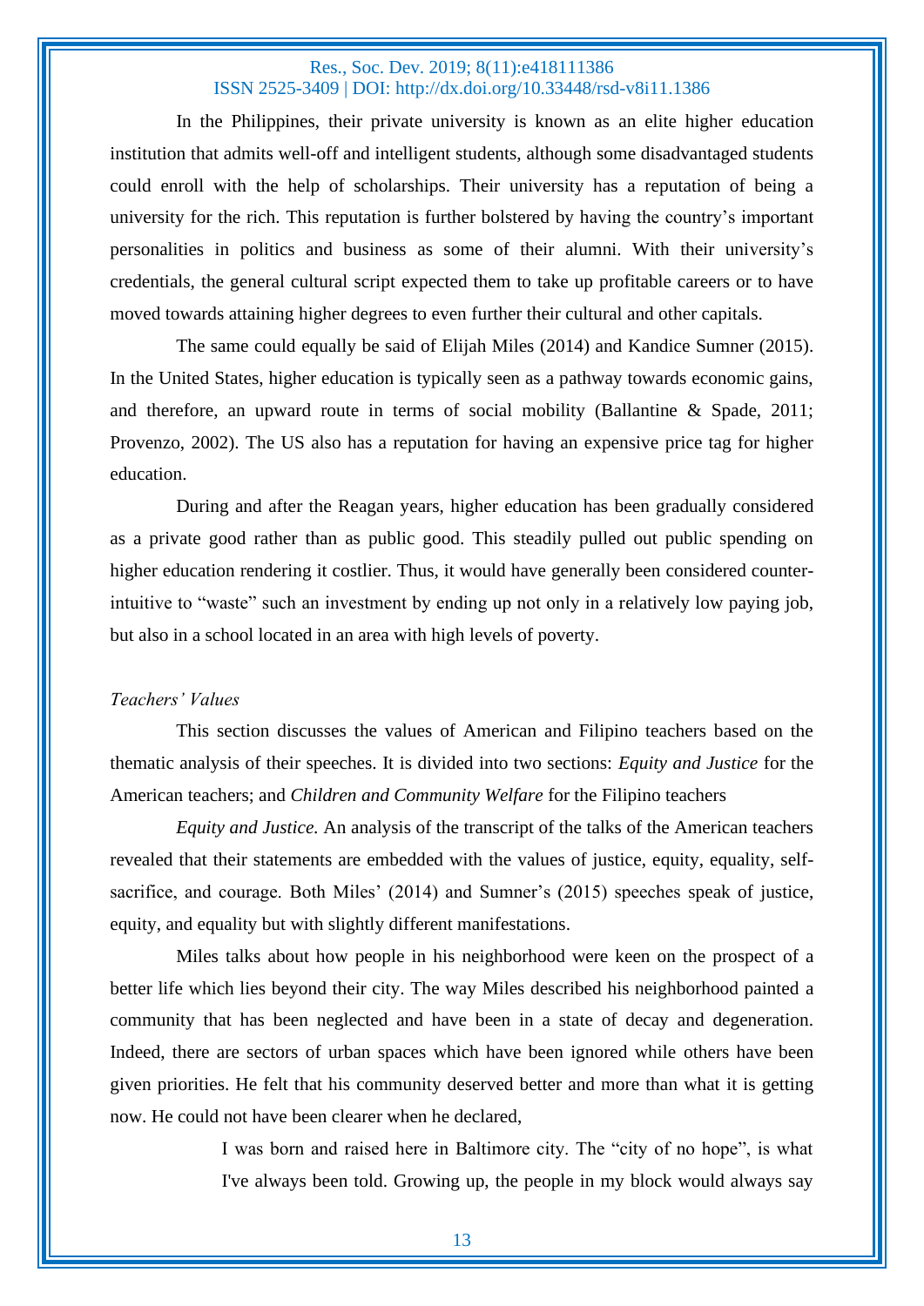In the Philippines, their private university is known as an elite higher education institution that admits well-off and intelligent students, although some disadvantaged students could enroll with the help of scholarships. Their university has a reputation of being a university for the rich. This reputation is further bolstered by having the country's important personalities in politics and business as some of their alumni. With their university's credentials, the general cultural script expected them to take up profitable careers or to have moved towards attaining higher degrees to even further their cultural and other capitals.

The same could equally be said of Elijah Miles (2014) and Kandice Sumner (2015). In the United States, higher education is typically seen as a pathway towards economic gains, and therefore, an upward route in terms of social mobility (Ballantine & Spade, 2011; Provenzo, 2002). The US also has a reputation for having an expensive price tag for higher education.

During and after the Reagan years, higher education has been gradually considered as a private good rather than as public good. This steadily pulled out public spending on higher education rendering it costlier. Thus, it would have generally been considered counter-intuitive to "waste" such an investment by ending up not only in a relatively low paying job, but also in a school located in an area with high levels of poverty.

*Teachers' Values*

This section discusses the values of American and Filipino teachers based on the thematic analysis of their speeches. It is divided into two sections: *Equity and Justice* for the American teachers; and *Children and Community Welfare* for the Filipino teachers

*Equity and Justice.* An analysis of the transcript of the talks of the American teachers revealed that their statements are embedded with the values of justice, equity, equality, self-sacrifice, and courage. Both Miles' (2014) and Sumner's (2015) speeches speak of justice, equity, and equality but with slightly different manifestations.

Miles talks about how people in his neighborhood were keen on the prospect of a better life which lies beyond their city. The way Miles described his neighborhood painted a community that has been neglected and have been in a state of decay and degeneration. Indeed, there are sectors of urban spaces which have been ignored while others have been given priorities. He felt that his community deserved better and more than what it is getting now. He could not have been clearer when he declared,

> I was born and raised here in Baltimore city. The "city of no hope", is what I've always been told. Growing up, the people in my block would always say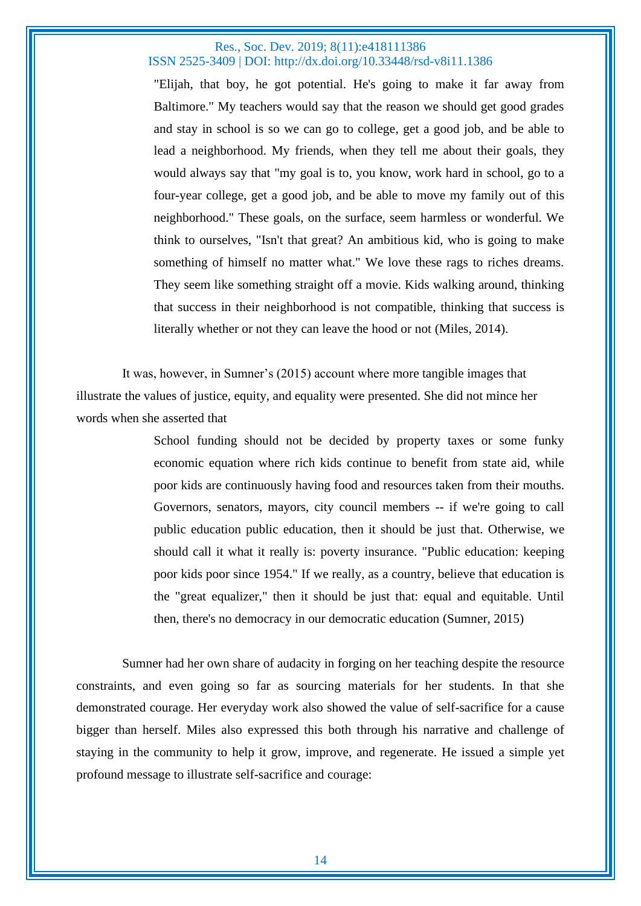> "Elijah, that boy, he got potential. He's going to make it far away from Baltimore." My teachers would say that the reason we should get good grades and stay in school is so we can go to college, get a good job, and be able to lead a neighborhood. My friends, when they tell me about their goals, they would always say that "my goal is to, you know, work hard in school, go to a four-year college, get a good job, and be able to move my family out of this neighborhood." These goals, on the surface, seem harmless or wonderful. We think to ourselves, "Isn't that great? An ambitious kid, who is going to make something of himself no matter what." We love these rags to riches dreams. They seem like something straight off a movie. Kids walking around, thinking that success in their neighborhood is not compatible, thinking that success is literally whether or not they can leave the hood or not (Miles, 2014).

It was, however, in Sumner's (2015) account where more tangible images that illustrate the values of justice, equity, and equality were presented. She did not mince her words when she asserted that

> School funding should not be decided by property taxes or some funky economic equation where rich kids continue to benefit from state aid, while poor kids are continuously having food and resources taken from their mouths. Governors, senators, mayors, city council members -- if we're going to call public education public education, then it should be just that. Otherwise, we should call it what it really is: poverty insurance. "Public education: keeping poor kids poor since 1954." If we really, as a country, believe that education is the "great equalizer," then it should be just that: equal and equitable. Until then, there's no democracy in our democratic education (Sumner, 2015)

Sumner had her own share of audacity in forging on her teaching despite the resource constraints, and even going so far as sourcing materials for her students. In that she demonstrated courage. Her everyday work also showed the value of self-sacrifice for a cause bigger than herself. Miles also expressed this both through his narrative and challenge of staying in the community to help it grow, improve, and regenerate. He issued a simple yet profound message to illustrate self-sacrifice and courage: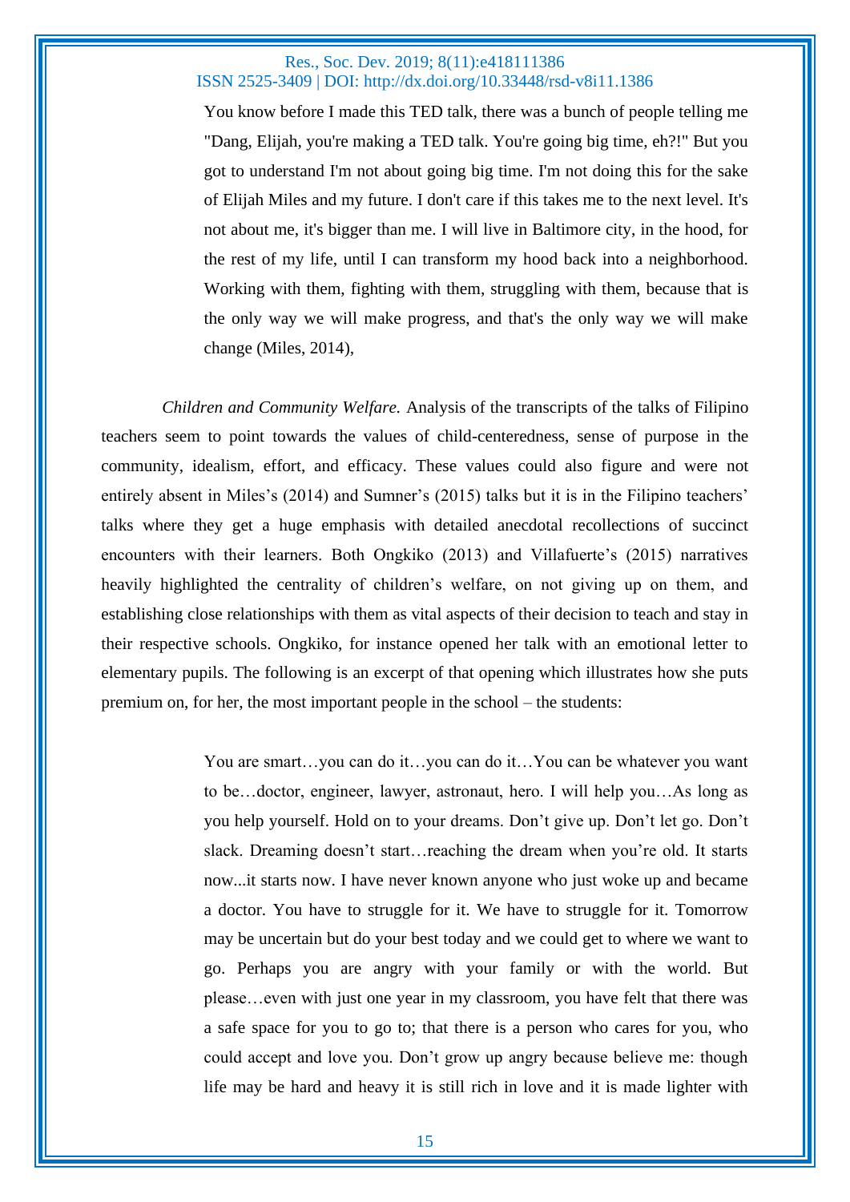> You know before I made this TED talk, there was a bunch of people telling me "Dang, Elijah, you're making a TED talk. You're going big time, eh?!" But you got to understand I'm not about going big time. I'm not doing this for the sake of Elijah Miles and my future. I don't care if this takes me to the next level. It's not about me, it's bigger than me. I will live in Baltimore city, in the hood, for the rest of my life, until I can transform my hood back into a neighborhood. Working with them, fighting with them, struggling with them, because that is the only way we will make progress, and that's the only way we will make change (Miles, 2014),

*Children and Community Welfare.* Analysis of the transcripts of the talks of Filipino teachers seem to point towards the values of child-centeredness, sense of purpose in the community, idealism, effort, and efficacy. These values could also figure and were not entirely absent in Miles's (2014) and Sumner's (2015) talks but it is in the Filipino teachers' talks where they get a huge emphasis with detailed anecdotal recollections of succinct encounters with their learners. Both Ongkiko (2013) and Villafuerte's (2015) narratives heavily highlighted the centrality of children's welfare, on not giving up on them, and establishing close relationships with them as vital aspects of their decision to teach and stay in their respective schools. Ongkiko, for instance opened her talk with an emotional letter to elementary pupils. The following is an excerpt of that opening which illustrates how she puts premium on, for her, the most important people in the school – the students:

> You are smart…you can do it…you can do it…You can be whatever you want to be…doctor, engineer, lawyer, astronaut, hero. I will help you…As long as you help yourself. Hold on to your dreams. Don't give up. Don't let go. Don't slack. Dreaming doesn't start…reaching the dream when you're old. It starts now...it starts now. I have never known anyone who just woke up and became a doctor. You have to struggle for it. We have to struggle for it. Tomorrow may be uncertain but do your best today and we could get to where we want to go. Perhaps you are angry with your family or with the world. But please…even with just one year in my classroom, you have felt that there was a safe space for you to go to; that there is a person who cares for you, who could accept and love you. Don't grow up angry because believe me: though life may be hard and heavy it is still rich in love and it is made lighter with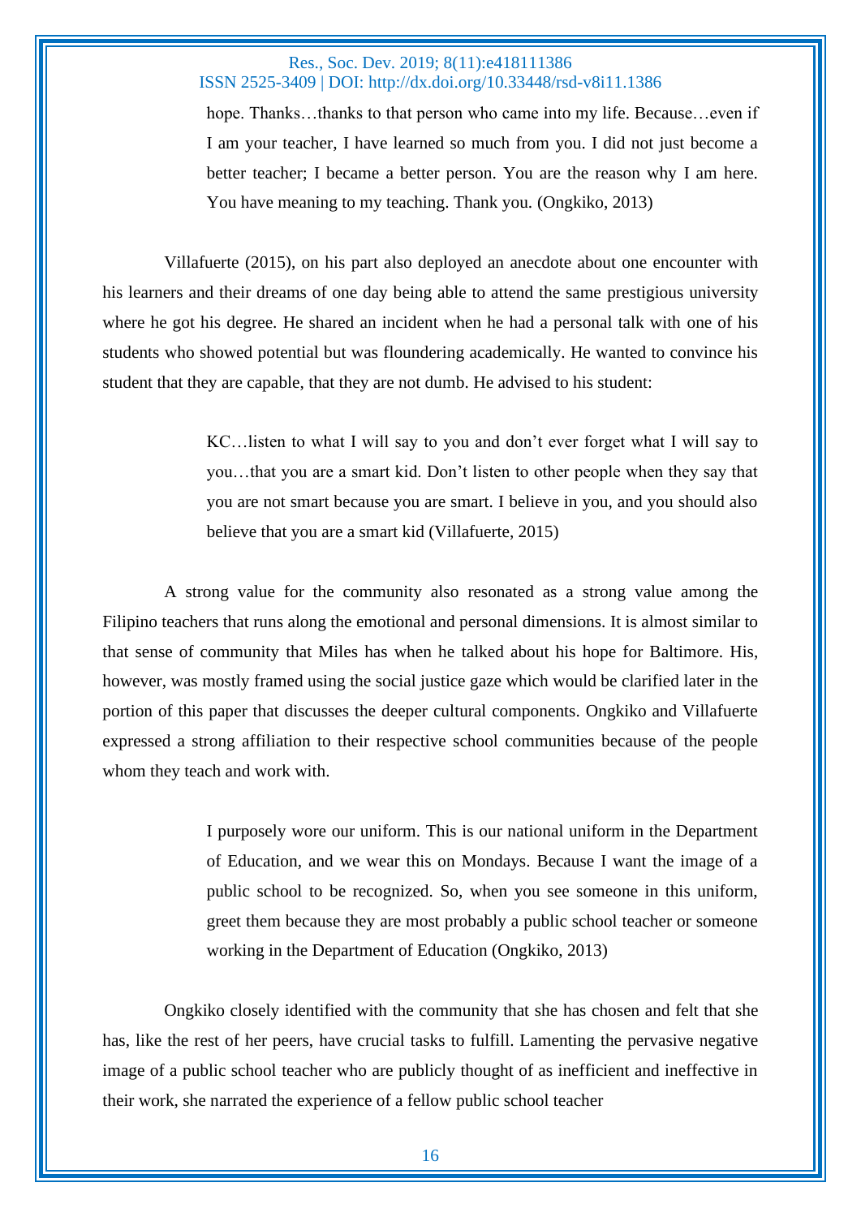> hope. Thanks…thanks to that person who came into my life. Because…even if I am your teacher, I have learned so much from you. I did not just become a better teacher; I became a better person. You are the reason why I am here. You have meaning to my teaching. Thank you. (Ongkiko, 2013)

Villafuerte (2015), on his part also deployed an anecdote about one encounter with his learners and their dreams of one day being able to attend the same prestigious university where he got his degree. He shared an incident when he had a personal talk with one of his students who showed potential but was floundering academically. He wanted to convince his student that they are capable, that they are not dumb. He advised to his student:

> KC…listen to what I will say to you and don't ever forget what I will say to you…that you are a smart kid. Don't listen to other people when they say that you are not smart because you are smart. I believe in you, and you should also believe that you are a smart kid (Villafuerte, 2015)

A strong value for the community also resonated as a strong value among the Filipino teachers that runs along the emotional and personal dimensions. It is almost similar to that sense of community that Miles has when he talked about his hope for Baltimore. His, however, was mostly framed using the social justice gaze which would be clarified later in the portion of this paper that discusses the deeper cultural components. Ongkiko and Villafuerte expressed a strong affiliation to their respective school communities because of the people whom they teach and work with.

> I purposely wore our uniform. This is our national uniform in the Department of Education, and we wear this on Mondays. Because I want the image of a public school to be recognized. So, when you see someone in this uniform, greet them because they are most probably a public school teacher or someone working in the Department of Education (Ongkiko, 2013)

Ongkiko closely identified with the community that she has chosen and felt that she has, like the rest of her peers, have crucial tasks to fulfill. Lamenting the pervasive negative image of a public school teacher who are publicly thought of as inefficient and ineffective in their work, she narrated the experience of a fellow public school teacher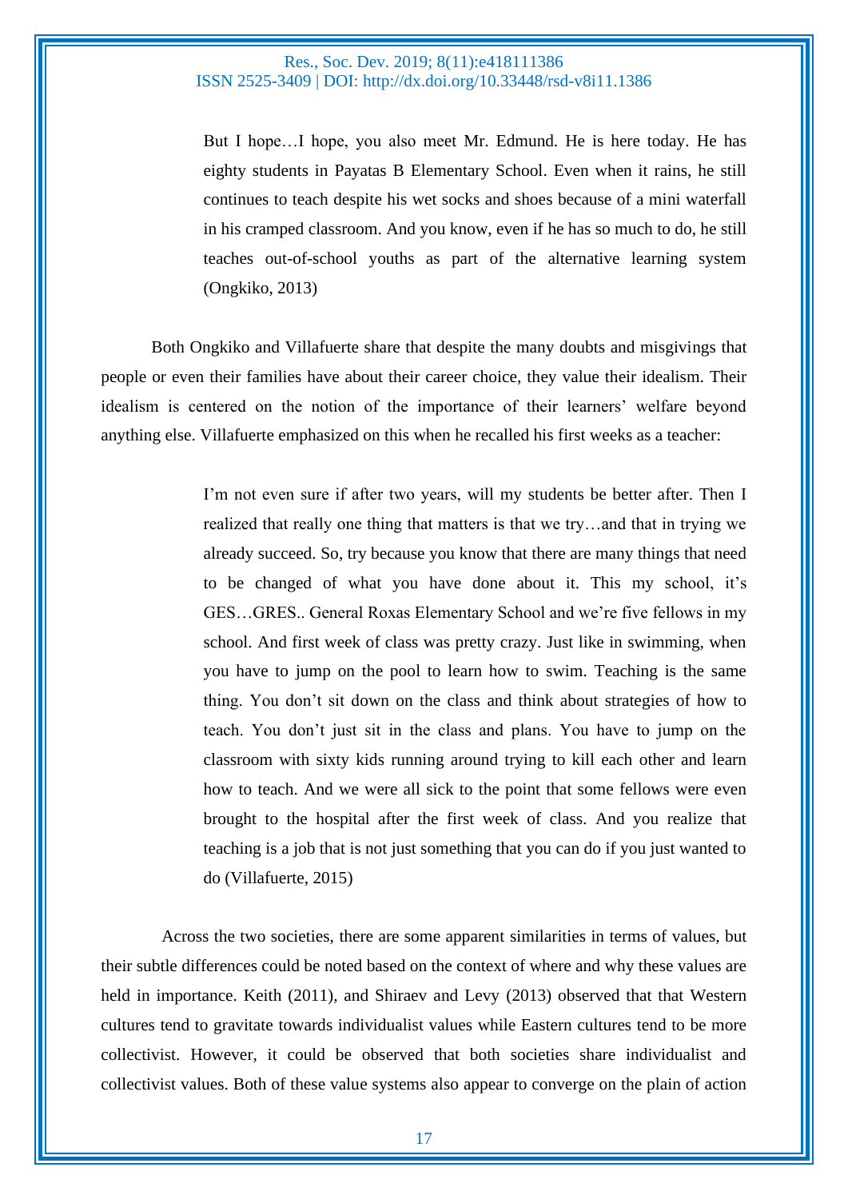> But I hope…I hope, you also meet Mr. Edmund. He is here today. He has eighty students in Payatas B Elementary School. Even when it rains, he still continues to teach despite his wet socks and shoes because of a mini waterfall in his cramped classroom. And you know, even if he has so much to do, he still teaches out-of-school youths as part of the alternative learning system (Ongkiko, 2013)

Both Ongkiko and Villafuerte share that despite the many doubts and misgivings that people or even their families have about their career choice, they value their idealism. Their idealism is centered on the notion of the importance of their learners' welfare beyond anything else. Villafuerte emphasized on this when he recalled his first weeks as a teacher:

> I'm not even sure if after two years, will my students be better after. Then I realized that really one thing that matters is that we try…and that in trying we already succeed. So, try because you know that there are many things that need to be changed of what you have done about it. This my school, it's GES…GRES.. General Roxas Elementary School and we're five fellows in my school. And first week of class was pretty crazy. Just like in swimming, when you have to jump on the pool to learn how to swim. Teaching is the same thing. You don't sit down on the class and think about strategies of how to teach. You don't just sit in the class and plans. You have to jump on the classroom with sixty kids running around trying to kill each other and learn how to teach. And we were all sick to the point that some fellows were even brought to the hospital after the first week of class. And you realize that teaching is a job that is not just something that you can do if you just wanted to do (Villafuerte, 2015)

Across the two societies, there are some apparent similarities in terms of values, but their subtle differences could be noted based on the context of where and why these values are held in importance. Keith (2011), and Shiraev and Levy (2013) observed that that Western cultures tend to gravitate towards individualist values while Eastern cultures tend to be more collectivist. However, it could be observed that both societies share individualist and collectivist values. Both of these value systems also appear to converge on the plain of action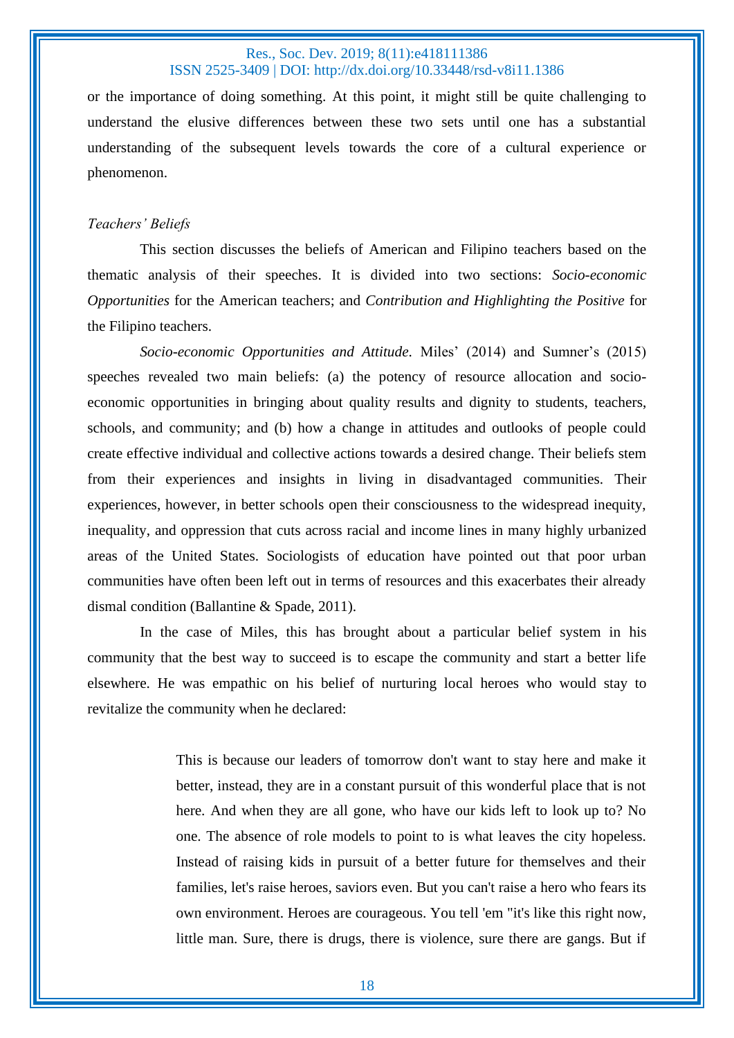or the importance of doing something. At this point, it might still be quite challenging to understand the elusive differences between these two sets until one has a substantial understanding of the subsequent levels towards the core of a cultural experience or phenomenon.

### *Teachers' Beliefs*

This section discusses the beliefs of American and Filipino teachers based on the thematic analysis of their speeches. It is divided into two sections: *Socio-economic Opportunities* for the American teachers; and *Contribution and Highlighting the Positive* for the Filipino teachers.

*Socio-economic Opportunities and Attitude*. Miles' (2014) and Sumner's (2015) speeches revealed two main beliefs: (a) the potency of resource allocation and socio-economic opportunities in bringing about quality results and dignity to students, teachers, schools, and community; and (b) how a change in attitudes and outlooks of people could create effective individual and collective actions towards a desired change. Their beliefs stem from their experiences and insights in living in disadvantaged communities. Their experiences, however, in better schools open their consciousness to the widespread inequity, inequality, and oppression that cuts across racial and income lines in many highly urbanized areas of the United States. Sociologists of education have pointed out that poor urban communities have often been left out in terms of resources and this exacerbates their already dismal condition (Ballantine & Spade, 2011).

In the case of Miles, this has brought about a particular belief system in his community that the best way to succeed is to escape the community and start a better life elsewhere. He was empathic on his belief of nurturing local heroes who would stay to revitalize the community when he declared:

> This is because our leaders of tomorrow don't want to stay here and make it better, instead, they are in a constant pursuit of this wonderful place that is not here. And when they are all gone, who have our kids left to look up to? No one. The absence of role models to point to is what leaves the city hopeless. Instead of raising kids in pursuit of a better future for themselves and their families, let's raise heroes, saviors even. But you can't raise a hero who fears its own environment. Heroes are courageous. You tell 'em "it's like this right now, little man. Sure, there is drugs, there is violence, sure there are gangs. But if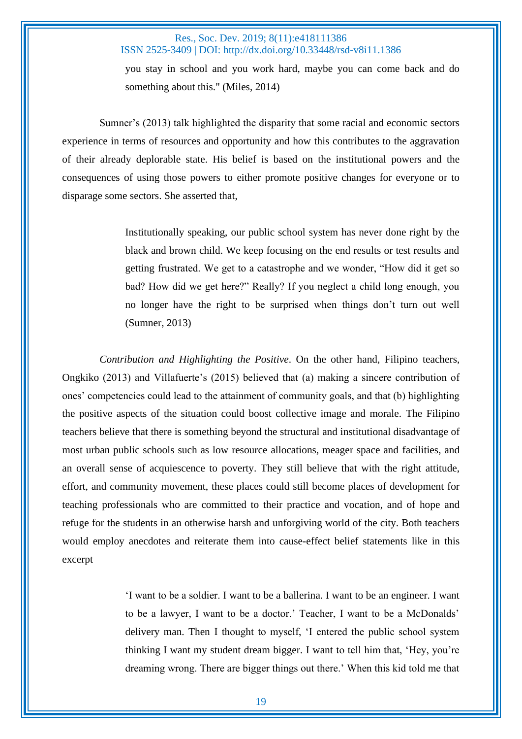> you stay in school and you work hard, maybe you can come back and do something about this." (Miles, 2014)

Sumner's (2013) talk highlighted the disparity that some racial and economic sectors experience in terms of resources and opportunity and how this contributes to the aggravation of their already deplorable state. His belief is based on the institutional powers and the consequences of using those powers to either promote positive changes for everyone or to disparage some sectors. She asserted that,

> Institutionally speaking, our public school system has never done right by the black and brown child. We keep focusing on the end results or test results and getting frustrated. We get to a catastrophe and we wonder, "How did it get so bad? How did we get here?" Really? If you neglect a child long enough, you no longer have the right to be surprised when things don't turn out well (Sumner, 2013)

*Contribution and Highlighting the Positive*. On the other hand, Filipino teachers, Ongkiko (2013) and Villafuerte's (2015) believed that (a) making a sincere contribution of ones' competencies could lead to the attainment of community goals, and that (b) highlighting the positive aspects of the situation could boost collective image and morale. The Filipino teachers believe that there is something beyond the structural and institutional disadvantage of most urban public schools such as low resource allocations, meager space and facilities, and an overall sense of acquiescence to poverty. They still believe that with the right attitude, effort, and community movement, these places could still become places of development for teaching professionals who are committed to their practice and vocation, and of hope and refuge for the students in an otherwise harsh and unforgiving world of the city. Both teachers would employ anecdotes and reiterate them into cause-effect belief statements like in this excerpt

> 'I want to be a soldier. I want to be a ballerina. I want to be an engineer. I want to be a lawyer, I want to be a doctor.' Teacher, I want to be a McDonalds' delivery man. Then I thought to myself, 'I entered the public school system thinking I want my student dream bigger. I want to tell him that, 'Hey, you're dreaming wrong. There are bigger things out there.' When this kid told me that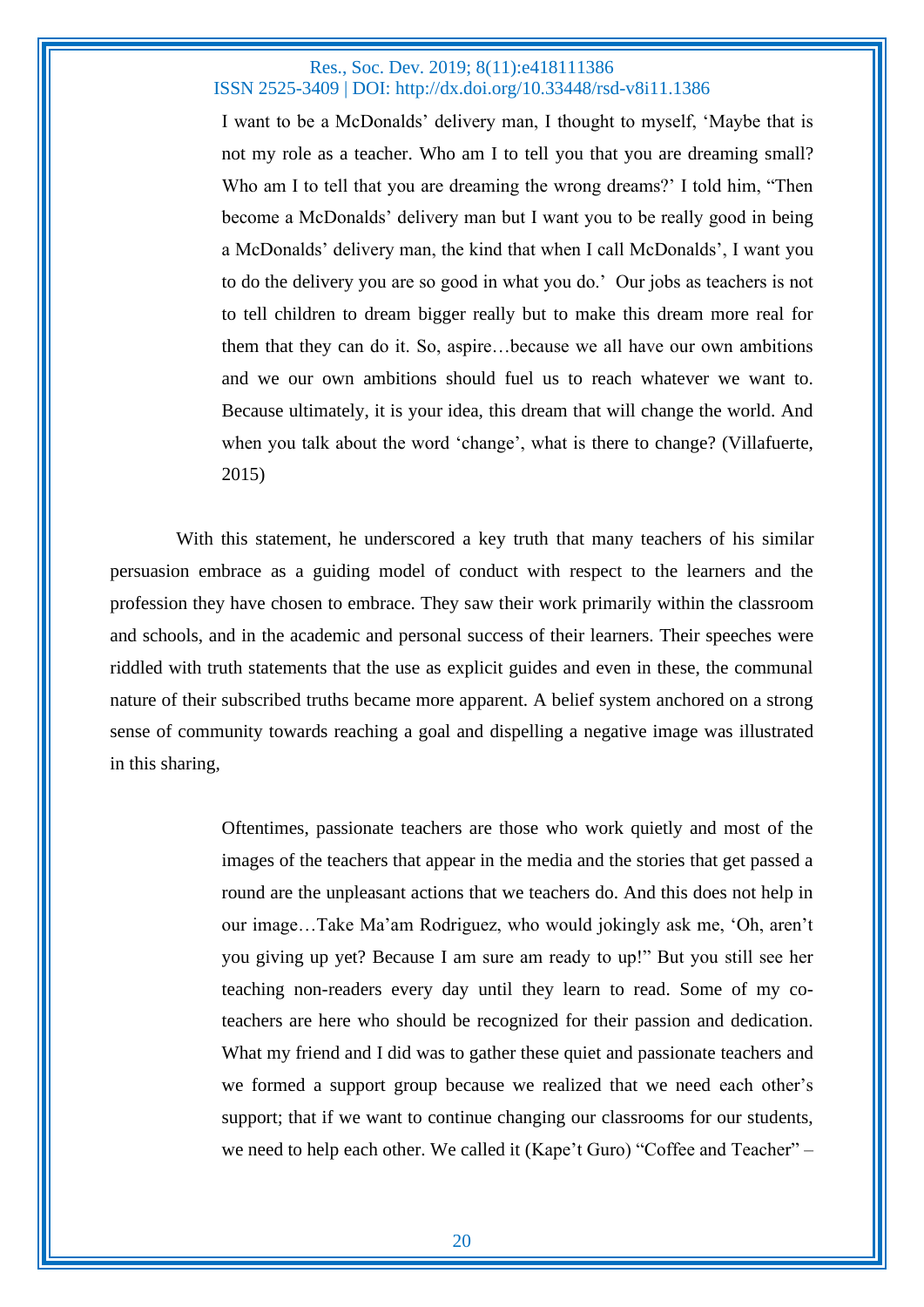> I want to be a McDonalds' delivery man, I thought to myself, 'Maybe that is not my role as a teacher. Who am I to tell you that you are dreaming small? Who am I to tell that you are dreaming the wrong dreams?' I told him, "Then become a McDonalds' delivery man but I want you to be really good in being a McDonalds' delivery man, the kind that when I call McDonalds', I want you to do the delivery you are so good in what you do.' Our jobs as teachers is not to tell children to dream bigger really but to make this dream more real for them that they can do it. So, aspire…because we all have our own ambitions and we our own ambitions should fuel us to reach whatever we want to. Because ultimately, it is your idea, this dream that will change the world. And when you talk about the word 'change', what is there to change? (Villafuerte, 2015)

With this statement, he underscored a key truth that many teachers of his similar persuasion embrace as a guiding model of conduct with respect to the learners and the profession they have chosen to embrace. They saw their work primarily within the classroom and schools, and in the academic and personal success of their learners. Their speeches were riddled with truth statements that the use as explicit guides and even in these, the communal nature of their subscribed truths became more apparent. A belief system anchored on a strong sense of community towards reaching a goal and dispelling a negative image was illustrated in this sharing,

> Oftentimes, passionate teachers are those who work quietly and most of the images of the teachers that appear in the media and the stories that get passed a round are the unpleasant actions that we teachers do. And this does not help in our image…Take Ma'am Rodriguez, who would jokingly ask me, 'Oh, aren't you giving up yet? Because I am sure am ready to up!" But you still see her teaching non-readers every day until they learn to read. Some of my co-teachers are here who should be recognized for their passion and dedication. What my friend and I did was to gather these quiet and passionate teachers and we formed a support group because we realized that we need each other's support; that if we want to continue changing our classrooms for our students, we need to help each other. We called it (Kape't Guro) "Coffee and Teacher" –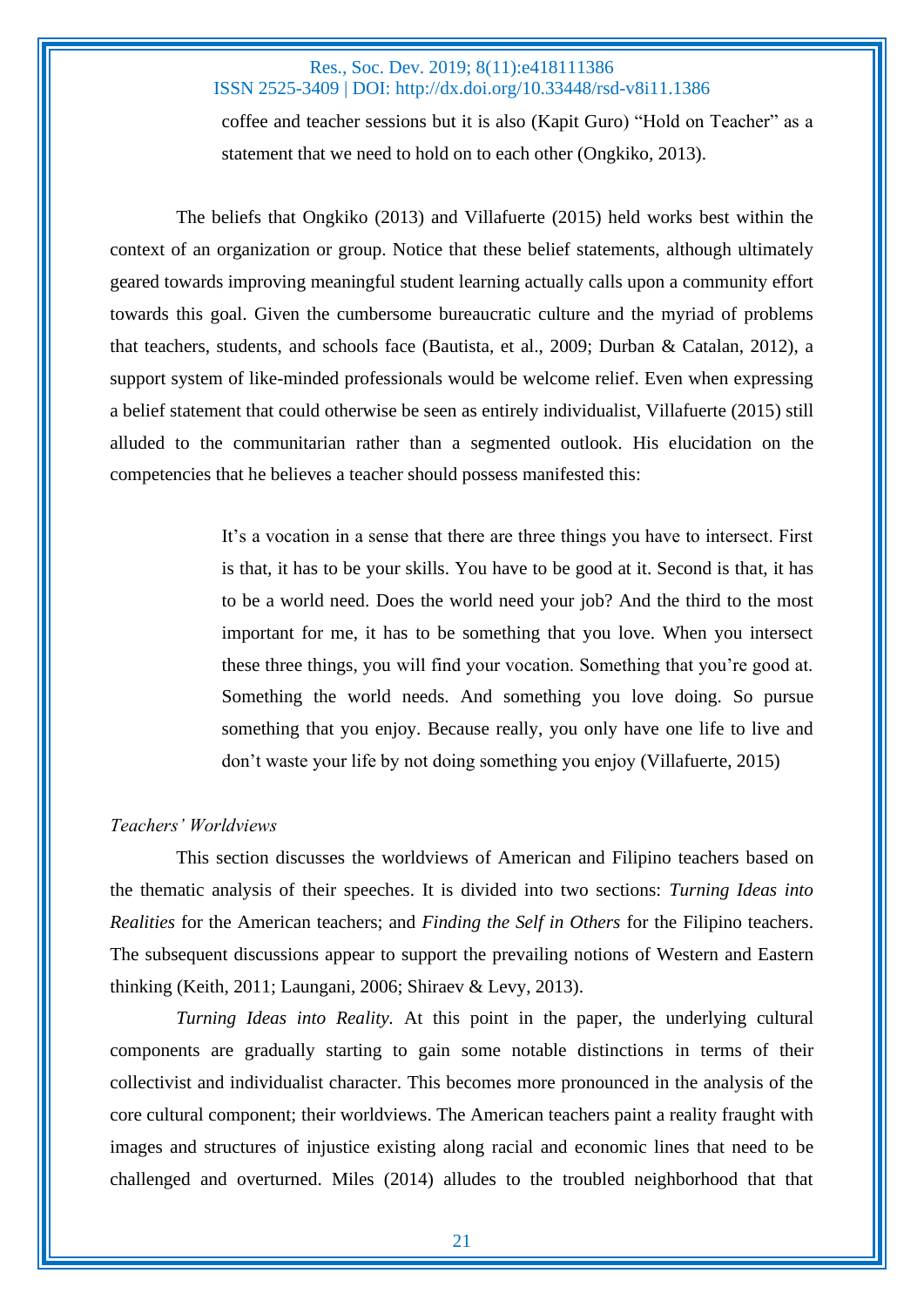> coffee and teacher sessions but it is also (Kapit Guro) "Hold on Teacher" as a statement that we need to hold on to each other (Ongkiko, 2013).

The beliefs that Ongkiko (2013) and Villafuerte (2015) held works best within the context of an organization or group. Notice that these belief statements, although ultimately geared towards improving meaningful student learning actually calls upon a community effort towards this goal. Given the cumbersome bureaucratic culture and the myriad of problems that teachers, students, and schools face (Bautista, et al., 2009; Durban & Catalan, 2012), a support system of like-minded professionals would be welcome relief. Even when expressing a belief statement that could otherwise be seen as entirely individualist, Villafuerte (2015) still alluded to the communitarian rather than a segmented outlook. His elucidation on the competencies that he believes a teacher should possess manifested this:

> It's a vocation in a sense that there are three things you have to intersect. First is that, it has to be your skills. You have to be good at it. Second is that, it has to be a world need. Does the world need your job? And the third to the most important for me, it has to be something that you love. When you intersect these three things, you will find your vocation. Something that you're good at. Something the world needs. And something you love doing. So pursue something that you enjoy. Because really, you only have one life to live and don't waste your life by not doing something you enjoy (Villafuerte, 2015)

### *Teachers' Worldviews*

This section discusses the worldviews of American and Filipino teachers based on the thematic analysis of their speeches. It is divided into two sections: *Turning Ideas into Realities* for the American teachers; and *Finding the Self in Others* for the Filipino teachers. The subsequent discussions appear to support the prevailing notions of Western and Eastern thinking (Keith, 2011; Laungani, 2006; Shiraev & Levy, 2013).

*Turning Ideas into Reality.* At this point in the paper, the underlying cultural components are gradually starting to gain some notable distinctions in terms of their collectivist and individualist character. This becomes more pronounced in the analysis of the core cultural component; their worldviews. The American teachers paint a reality fraught with images and structures of injustice existing along racial and economic lines that need to be challenged and overturned. Miles (2014) alludes to the troubled neighborhood that that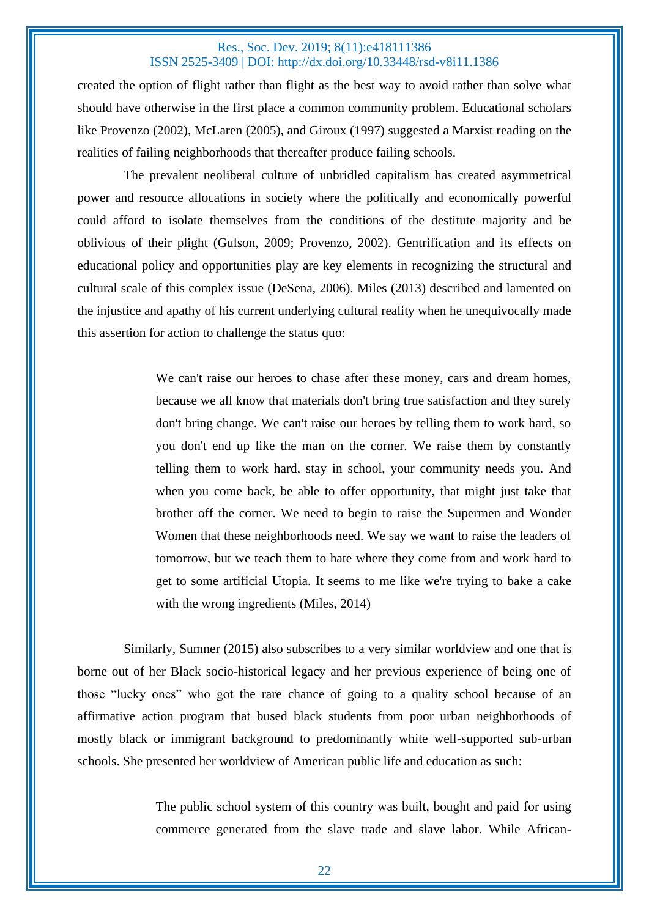created the option of flight rather than flight as the best way to avoid rather than solve what should have otherwise in the first place a common community problem. Educational scholars like Provenzo (2002), McLaren (2005), and Giroux (1997) suggested a Marxist reading on the realities of failing neighborhoods that thereafter produce failing schools.

The prevalent neoliberal culture of unbridled capitalism has created asymmetrical power and resource allocations in society where the politically and economically powerful could afford to isolate themselves from the conditions of the destitute majority and be oblivious of their plight (Gulson, 2009; Provenzo, 2002). Gentrification and its effects on educational policy and opportunities play are key elements in recognizing the structural and cultural scale of this complex issue (DeSena, 2006). Miles (2013) described and lamented on the injustice and apathy of his current underlying cultural reality when he unequivocally made this assertion for action to challenge the status quo:

> We can't raise our heroes to chase after these money, cars and dream homes, because we all know that materials don't bring true satisfaction and they surely don't bring change. We can't raise our heroes by telling them to work hard, so you don't end up like the man on the corner. We raise them by constantly telling them to work hard, stay in school, your community needs you. And when you come back, be able to offer opportunity, that might just take that brother off the corner. We need to begin to raise the Supermen and Wonder Women that these neighborhoods need. We say we want to raise the leaders of tomorrow, but we teach them to hate where they come from and work hard to get to some artificial Utopia. It seems to me like we're trying to bake a cake with the wrong ingredients (Miles, 2014)

Similarly, Sumner (2015) also subscribes to a very similar worldview and one that is borne out of her Black socio-historical legacy and her previous experience of being one of those "lucky ones" who got the rare chance of going to a quality school because of an affirmative action program that bused black students from poor urban neighborhoods of mostly black or immigrant background to predominantly white well-supported sub-urban schools. She presented her worldview of American public life and education as such:

> The public school system of this country was built, bought and paid for using commerce generated from the slave trade and slave labor. While African-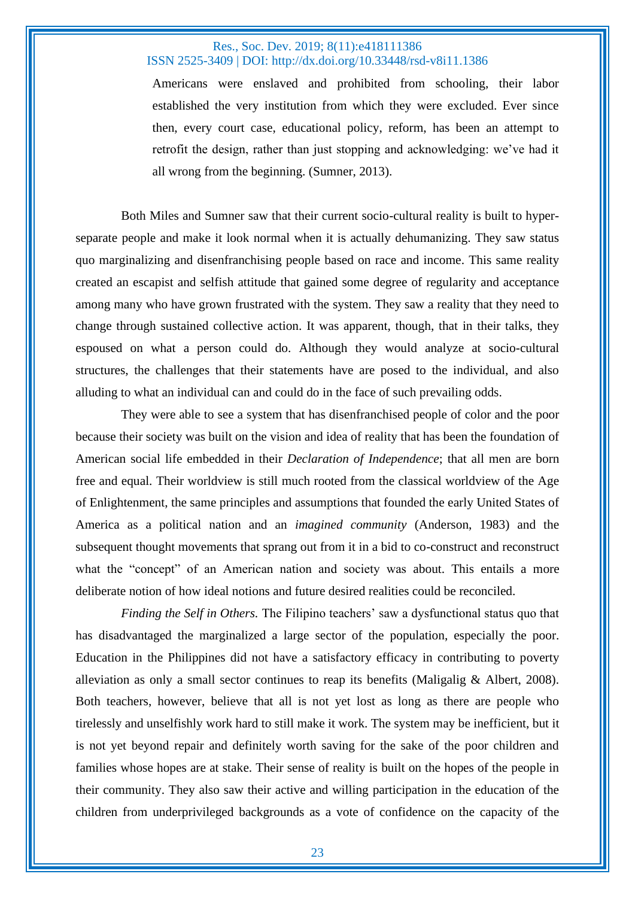> Americans were enslaved and prohibited from schooling, their labor established the very institution from which they were excluded. Ever since then, every court case, educational policy, reform, has been an attempt to retrofit the design, rather than just stopping and acknowledging: we've had it all wrong from the beginning. (Sumner, 2013).

Both Miles and Sumner saw that their current socio-cultural reality is built to hyper-separate people and make it look normal when it is actually dehumanizing. They saw status quo marginalizing and disenfranchising people based on race and income. This same reality created an escapist and selfish attitude that gained some degree of regularity and acceptance among many who have grown frustrated with the system. They saw a reality that they need to change through sustained collective action. It was apparent, though, that in their talks, they espoused on what a person could do. Although they would analyze at socio-cultural structures, the challenges that their statements have are posed to the individual, and also alluding to what an individual can and could do in the face of such prevailing odds.

They were able to see a system that has disenfranchised people of color and the poor because their society was built on the vision and idea of reality that has been the foundation of American social life embedded in their *Declaration of Independence*; that all men are born free and equal. Their worldview is still much rooted from the classical worldview of the Age of Enlightenment, the same principles and assumptions that founded the early United States of America as a political nation and an *imagined community* (Anderson, 1983) and the subsequent thought movements that sprang out from it in a bid to co-construct and reconstruct what the "concept" of an American nation and society was about. This entails a more deliberate notion of how ideal notions and future desired realities could be reconciled.

*Finding the Self in Others.* The Filipino teachers' saw a dysfunctional status quo that has disadvantaged the marginalized a large sector of the population, especially the poor. Education in the Philippines did not have a satisfactory efficacy in contributing to poverty alleviation as only a small sector continues to reap its benefits (Maligalig & Albert, 2008). Both teachers, however, believe that all is not yet lost as long as there are people who tirelessly and unselfishly work hard to still make it work. The system may be inefficient, but it is not yet beyond repair and definitely worth saving for the sake of the poor children and families whose hopes are at stake. Their sense of reality is built on the hopes of the people in their community. They also saw their active and willing participation in the education of the children from underprivileged backgrounds as a vote of confidence on the capacity of the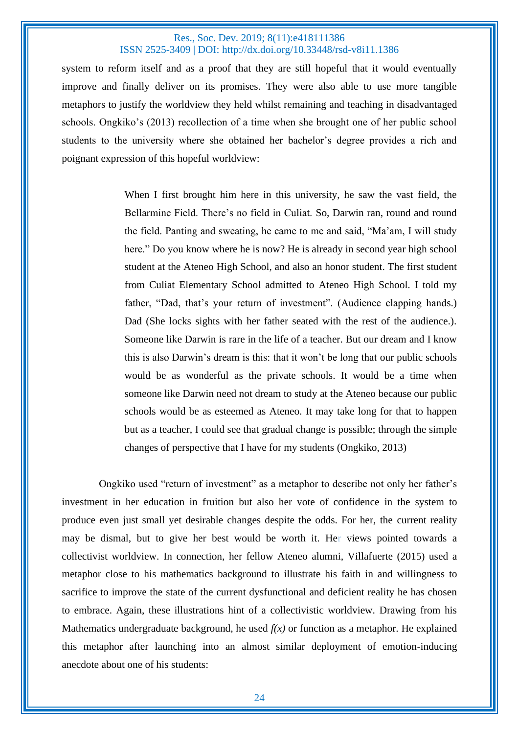system to reform itself and as a proof that they are still hopeful that it would eventually improve and finally deliver on its promises. They were also able to use more tangible metaphors to justify the worldview they held whilst remaining and teaching in disadvantaged schools. Ongkiko's (2013) recollection of a time when she brought one of her public school students to the university where she obtained her bachelor's degree provides a rich and poignant expression of this hopeful worldview:

> When I first brought him here in this university, he saw the vast field, the Bellarmine Field. There's no field in Culiat. So, Darwin ran, round and round the field. Panting and sweating, he came to me and said, "Ma'am, I will study here." Do you know where he is now? He is already in second year high school student at the Ateneo High School, and also an honor student. The first student from Culiat Elementary School admitted to Ateneo High School. I told my father, "Dad, that's your return of investment". (Audience clapping hands.) Dad (She locks sights with her father seated with the rest of the audience.). Someone like Darwin is rare in the life of a teacher. But our dream and I know this is also Darwin's dream is this: that it won't be long that our public schools would be as wonderful as the private schools. It would be a time when someone like Darwin need not dream to study at the Ateneo because our public schools would be as esteemed as Ateneo. It may take long for that to happen but as a teacher, I could see that gradual change is possible; through the simple changes of perspective that I have for my students (Ongkiko, 2013)

Ongkiko used "return of investment" as a metaphor to describe not only her father's investment in her education in fruition but also her vote of confidence in the system to produce even just small yet desirable changes despite the odds. For her, the current reality may be dismal, but to give her best would be worth it. Her views pointed towards a collectivist worldview. In connection, her fellow Ateneo alumni, Villafuerte (2015) used a metaphor close to his mathematics background to illustrate his faith in and willingness to sacrifice to improve the state of the current dysfunctional and deficient reality he has chosen to embrace. Again, these illustrations hint of a collectivistic worldview. Drawing from his Mathematics undergraduate background, he used $f(x)$ or function as a metaphor. He explained this metaphor after launching into an almost similar deployment of emotion-inducing anecdote about one of his students: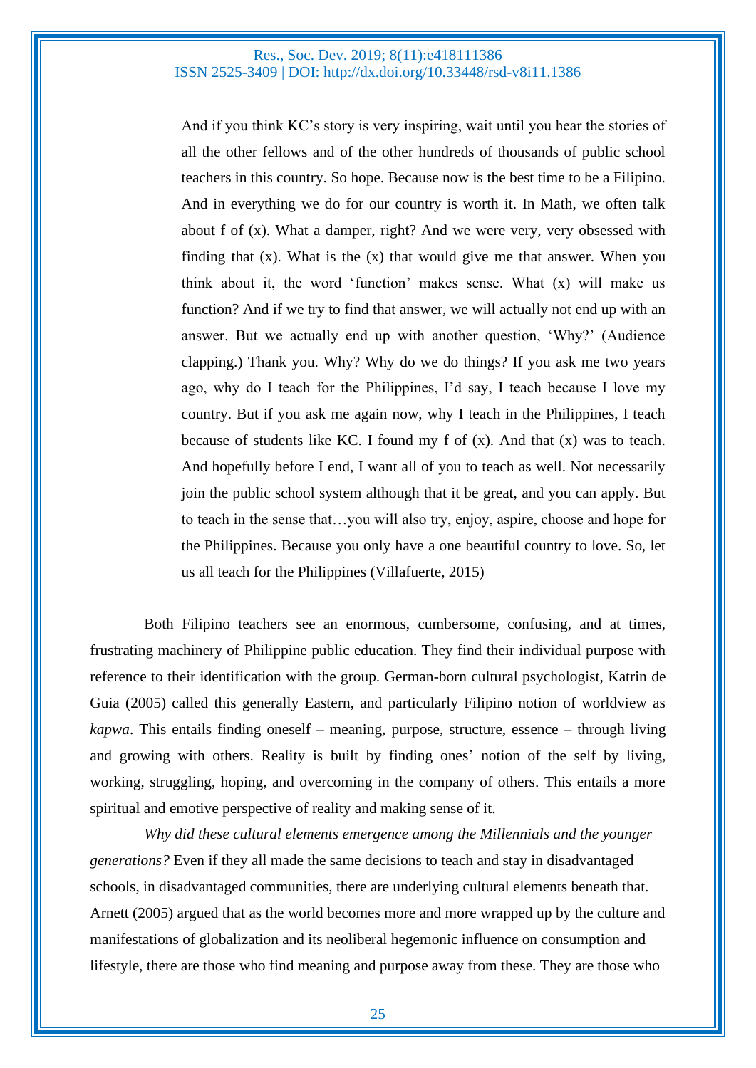> And if you think KC's story is very inspiring, wait until you hear the stories of all the other fellows and of the other hundreds of thousands of public school teachers in this country. So hope. Because now is the best time to be a Filipino. And in everything we do for our country is worth it. In Math, we often talk about f of (x). What a damper, right? And we were very, very obsessed with finding that (x). What is the (x) that would give me that answer. When you think about it, the word 'function' makes sense. What (x) will make us function? And if we try to find that answer, we will actually not end up with an answer. But we actually end up with another question, 'Why?' (Audience clapping.) Thank you. Why? Why do we do things? If you ask me two years ago, why do I teach for the Philippines, I'd say, I teach because I love my country. But if you ask me again now, why I teach in the Philippines, I teach because of students like KC. I found my f of (x). And that (x) was to teach. And hopefully before I end, I want all of you to teach as well. Not necessarily join the public school system although that it be great, and you can apply. But to teach in the sense that…you will also try, enjoy, aspire, choose and hope for the Philippines. Because you only have a one beautiful country to love. So, let us all teach for the Philippines (Villafuerte, 2015)

Both Filipino teachers see an enormous, cumbersome, confusing, and at times, frustrating machinery of Philippine public education. They find their individual purpose with reference to their identification with the group. German-born cultural psychologist, Katrin de Guia (2005) called this generally Eastern, and particularly Filipino notion of worldview as *kapwa*. This entails finding oneself – meaning, purpose, structure, essence – through living and growing with others. Reality is built by finding ones' notion of the self by living, working, struggling, hoping, and overcoming in the company of others. This entails a more spiritual and emotive perspective of reality and making sense of it.

*Why did these cultural elements emergence among the Millennials and the younger generations?* Even if they all made the same decisions to teach and stay in disadvantaged schools, in disadvantaged communities, there are underlying cultural elements beneath that. Arnett (2005) argued that as the world becomes more and more wrapped up by the culture and manifestations of globalization and its neoliberal hegemonic influence on consumption and lifestyle, there are those who find meaning and purpose away from these. They are those who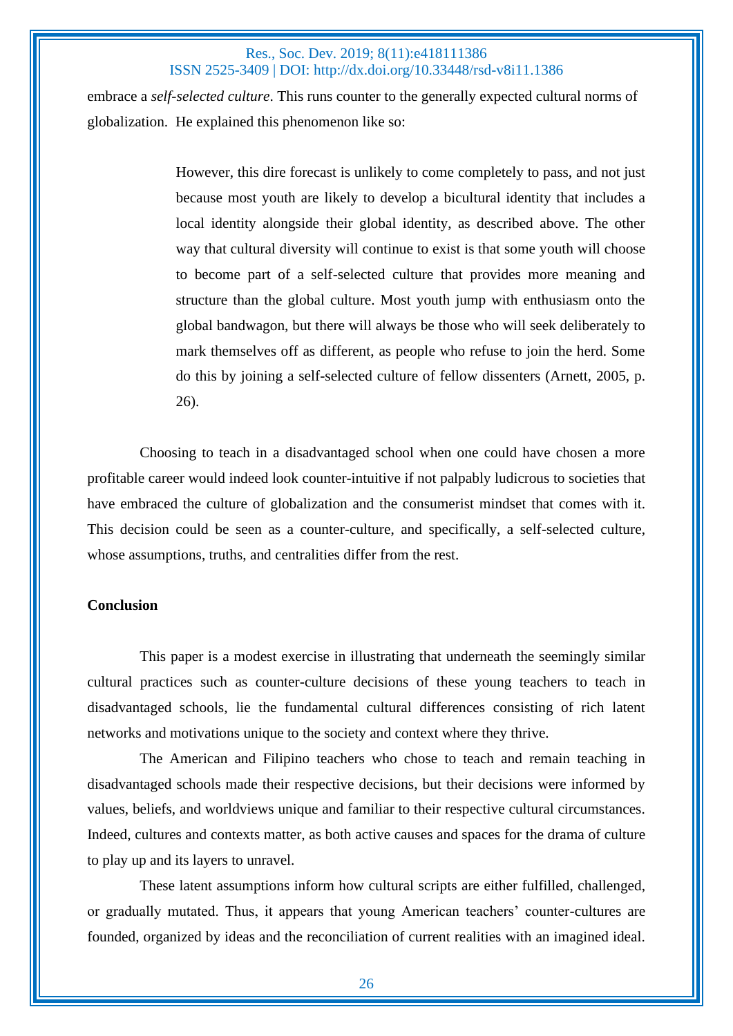embrace a *self-selected culture*. This runs counter to the generally expected cultural norms of globalization. He explained this phenomenon like so:

> However, this dire forecast is unlikely to come completely to pass, and not just because most youth are likely to develop a bicultural identity that includes a local identity alongside their global identity, as described above. The other way that cultural diversity will continue to exist is that some youth will choose to become part of a self-selected culture that provides more meaning and structure than the global culture. Most youth jump with enthusiasm onto the global bandwagon, but there will always be those who will seek deliberately to mark themselves off as different, as people who refuse to join the herd. Some do this by joining a self-selected culture of fellow dissenters (Arnett, 2005, p. 26).

Choosing to teach in a disadvantaged school when one could have chosen a more profitable career would indeed look counter-intuitive if not palpably ludicrous to societies that have embraced the culture of globalization and the consumerist mindset that comes with it. This decision could be seen as a counter-culture, and specifically, a self-selected culture, whose assumptions, truths, and centralities differ from the rest.

**Conclusion**

This paper is a modest exercise in illustrating that underneath the seemingly similar cultural practices such as counter-culture decisions of these young teachers to teach in disadvantaged schools, lie the fundamental cultural differences consisting of rich latent networks and motivations unique to the society and context where they thrive.

The American and Filipino teachers who chose to teach and remain teaching in disadvantaged schools made their respective decisions, but their decisions were informed by values, beliefs, and worldviews unique and familiar to their respective cultural circumstances. Indeed, cultures and contexts matter, as both active causes and spaces for the drama of culture to play up and its layers to unravel.

These latent assumptions inform how cultural scripts are either fulfilled, challenged, or gradually mutated. Thus, it appears that young American teachers' counter-cultures are founded, organized by ideas and the reconciliation of current realities with an imagined ideal.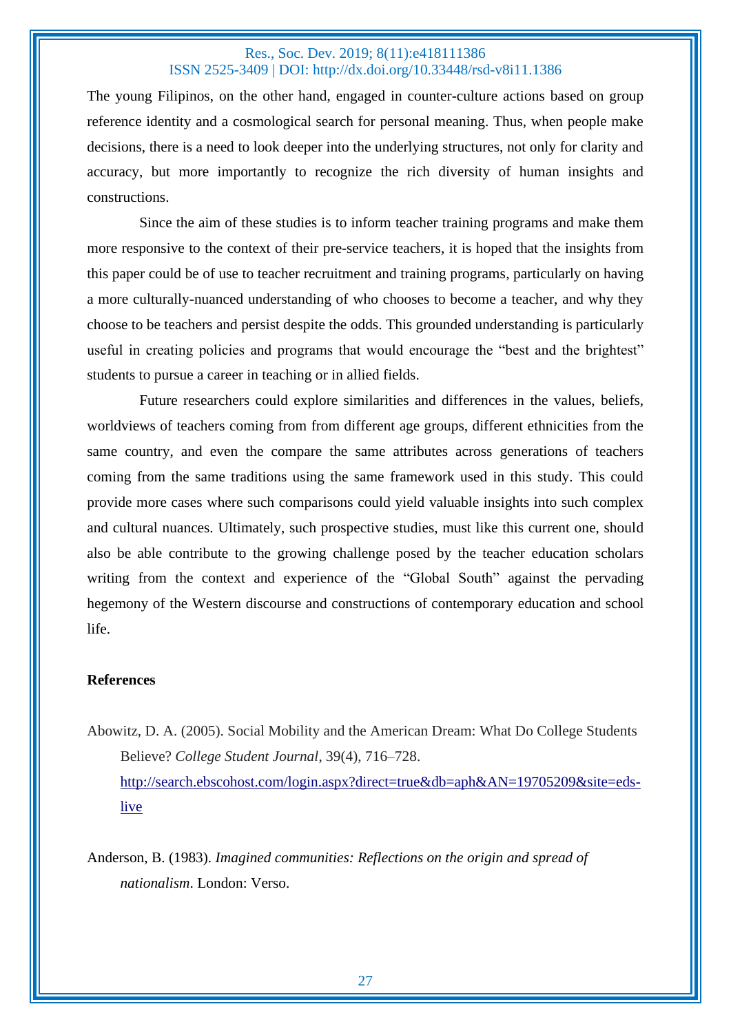The young Filipinos, on the other hand, engaged in counter-culture actions based on group reference identity and a cosmological search for personal meaning. Thus, when people make decisions, there is a need to look deeper into the underlying structures, not only for clarity and accuracy, but more importantly to recognize the rich diversity of human insights and constructions.

Since the aim of these studies is to inform teacher training programs and make them more responsive to the context of their pre-service teachers, it is hoped that the insights from this paper could be of use to teacher recruitment and training programs, particularly on having a more culturally-nuanced understanding of who chooses to become a teacher, and why they choose to be teachers and persist despite the odds. This grounded understanding is particularly useful in creating policies and programs that would encourage the "best and the brightest" students to pursue a career in teaching or in allied fields.

Future researchers could explore similarities and differences in the values, beliefs, worldviews of teachers coming from from different age groups, different ethnicities from the same country, and even the compare the same attributes across generations of teachers coming from the same traditions using the same framework used in this study. This could provide more cases where such comparisons could yield valuable insights into such complex and cultural nuances. Ultimately, such prospective studies, must like this current one, should also be able contribute to the growing challenge posed by the teacher education scholars writing from the context and experience of the "Global South" against the pervading hegemony of the Western discourse and constructions of contemporary education and school life.

**References**

Abowitz, D. A. (2005). Social Mobility and the American Dream: What Do College Students Believe? *College Student Journal*, 39(4), 716–728. http://search.ebscohost.com/login.aspx?direct=true&db=aph&AN=19705209&site=eds-live

Anderson, B. (1983). *Imagined communities: Reflections on the origin and spread of nationalism*. London: Verso.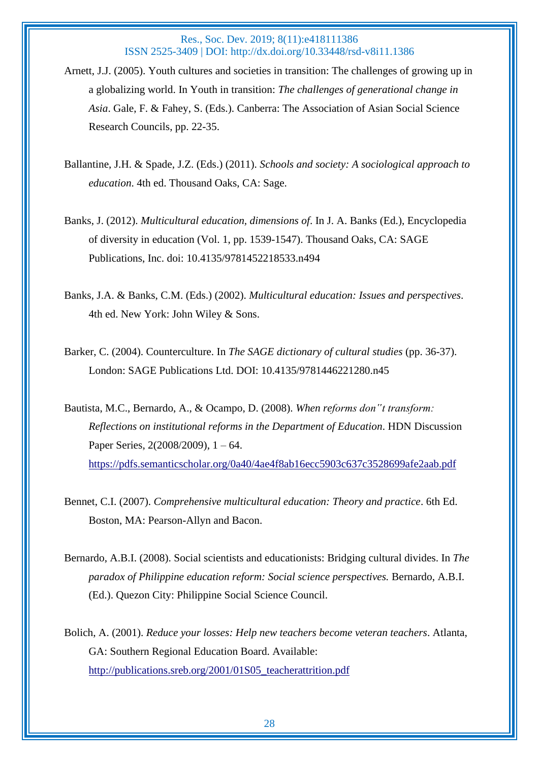Arnett, J.J. (2005). Youth cultures and societies in transition: The challenges of growing up in a globalizing world. In Youth in transition: *The challenges of generational change in Asia*. Gale, F. & Fahey, S. (Eds.). Canberra: The Association of Asian Social Science Research Councils, pp. 22-35.

Ballantine, J.H. & Spade, J.Z. (Eds.) (2011). *Schools and society: A sociological approach to education*. 4th ed. Thousand Oaks, CA: Sage.

Banks, J. (2012). *Multicultural education, dimensions of*. In J. A. Banks (Ed.), Encyclopedia of diversity in education (Vol. 1, pp. 1539-1547). Thousand Oaks, CA: SAGE Publications, Inc. doi: 10.4135/9781452218533.n494

Banks, J.A. & Banks, C.M. (Eds.) (2002). *Multicultural education: Issues and perspectives*. 4th ed. New York: John Wiley & Sons.

Barker, C. (2004). Counterculture. In *The SAGE dictionary of cultural studies* (pp. 36-37). London: SAGE Publications Ltd. DOI: 10.4135/9781446221280.n45

Bautista, M.C., Bernardo, A., & Ocampo, D. (2008). *When reforms don''t transform: Reflections on institutional reforms in the Department of Education*. HDN Discussion Paper Series, 2(2008/2009), 1 – 64. https://pdfs.semanticscholar.org/0a40/4ae4f8ab16ecc5903c637c3528699afe2aab.pdf

Bennet, C.I. (2007). *Comprehensive multicultural education: Theory and practice*. 6th Ed. Boston, MA: Pearson-Allyn and Bacon.

Bernardo, A.B.I. (2008). Social scientists and educationists: Bridging cultural divides. In *The paradox of Philippine education reform: Social science perspectives.* Bernardo, A.B.I. (Ed.). Quezon City: Philippine Social Science Council.

Bolich, A. (2001). *Reduce your losses: Help new teachers become veteran teachers*. Atlanta, GA: Southern Regional Education Board. Available: http://publications.sreb.org/2001/01S05_teacherattrition.pdf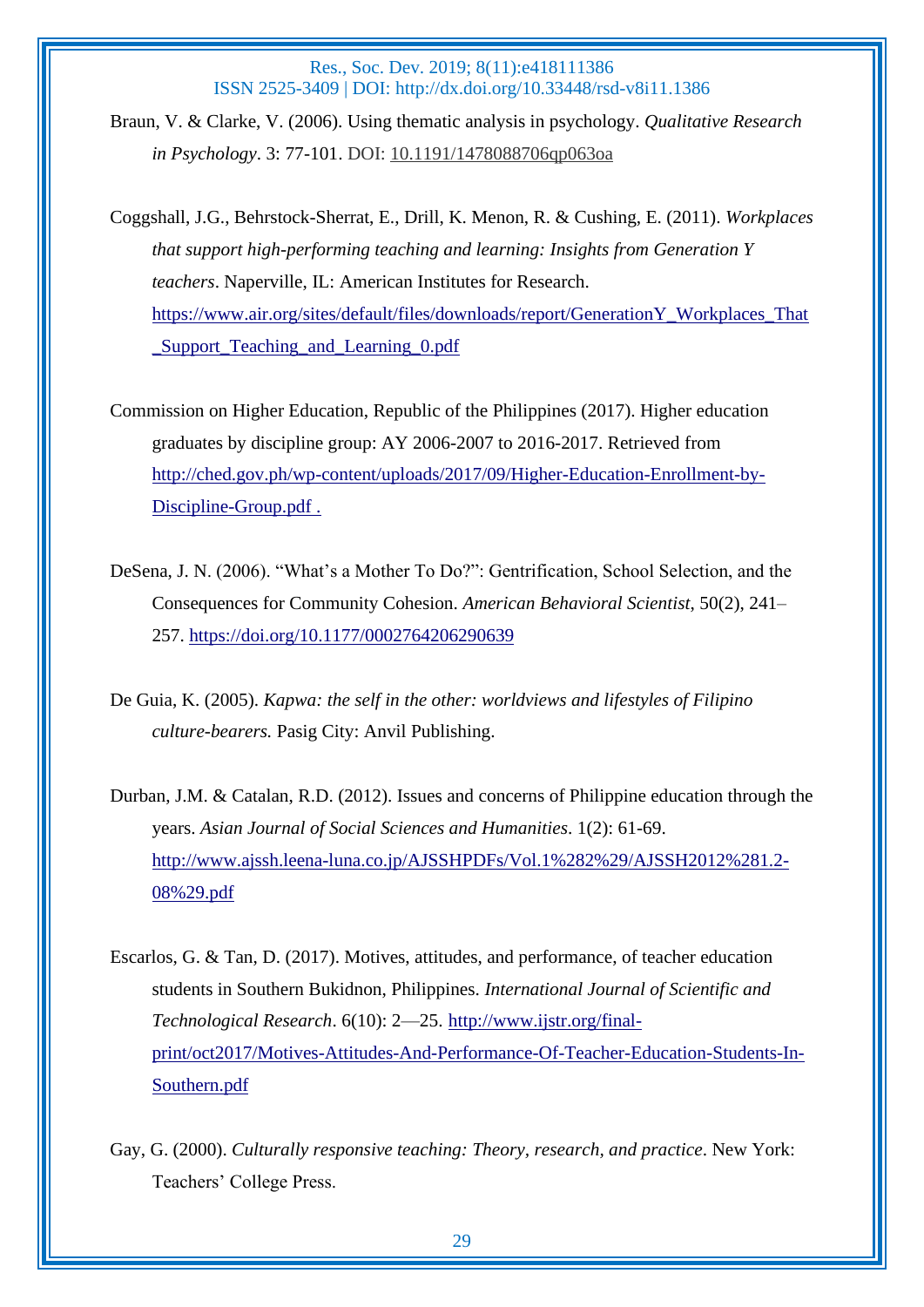Braun, V. & Clarke, V. (2006). Using thematic analysis in psychology. *Qualitative Research in Psychology*. 3: 77-101. DOI: 10.1191/1478088706qp063oa

Coggshall, J.G., Behrstock-Sherrat, E., Drill, K. Menon, R. & Cushing, E. (2011). *Workplaces that support high-performing teaching and learning: Insights from Generation Y teachers*. Naperville, IL: American Institutes for Research. https://www.air.org/sites/default/files/downloads/report/GenerationY_Workplaces_That_Support_Teaching_and_Learning_0.pdf

Commission on Higher Education, Republic of the Philippines (2017). Higher education graduates by discipline group: AY 2006-2007 to 2016-2017. Retrieved from http://ched.gov.ph/wp-content/uploads/2017/09/Higher-Education-Enrollment-by-Discipline-Group.pdf .

DeSena, J. N. (2006). “What’s a Mother To Do?”: Gentrification, School Selection, and the Consequences for Community Cohesion. *American Behavioral Scientist*, 50(2), 241–257. https://doi.org/10.1177/0002764206290639

De Guia, K. (2005). *Kapwa: the self in the other: worldviews and lifestyles of Filipino culture-bearers.* Pasig City: Anvil Publishing.

Durban, J.M. & Catalan, R.D. (2012). Issues and concerns of Philippine education through the years. *Asian Journal of Social Sciences and Humanities*. 1(2): 61-69. http://www.ajssh.leena-luna.co.jp/AJSSHPDFs/Vol.1%282%29/AJSSH2012%281.2-08%29.pdf

Escarlos, G. & Tan, D. (2017). Motives, attitudes, and performance, of teacher education students in Southern Bukidnon, Philippines. *International Journal of Scientific and Technological Research*. 6(10): 2—25. http://www.ijstr.org/final-print/oct2017/Motives-Attitudes-And-Performance-Of-Teacher-Education-Students-In-Southern.pdf

Gay, G. (2000). *Culturally responsive teaching: Theory, research, and practice*. New York: Teachers’ College Press.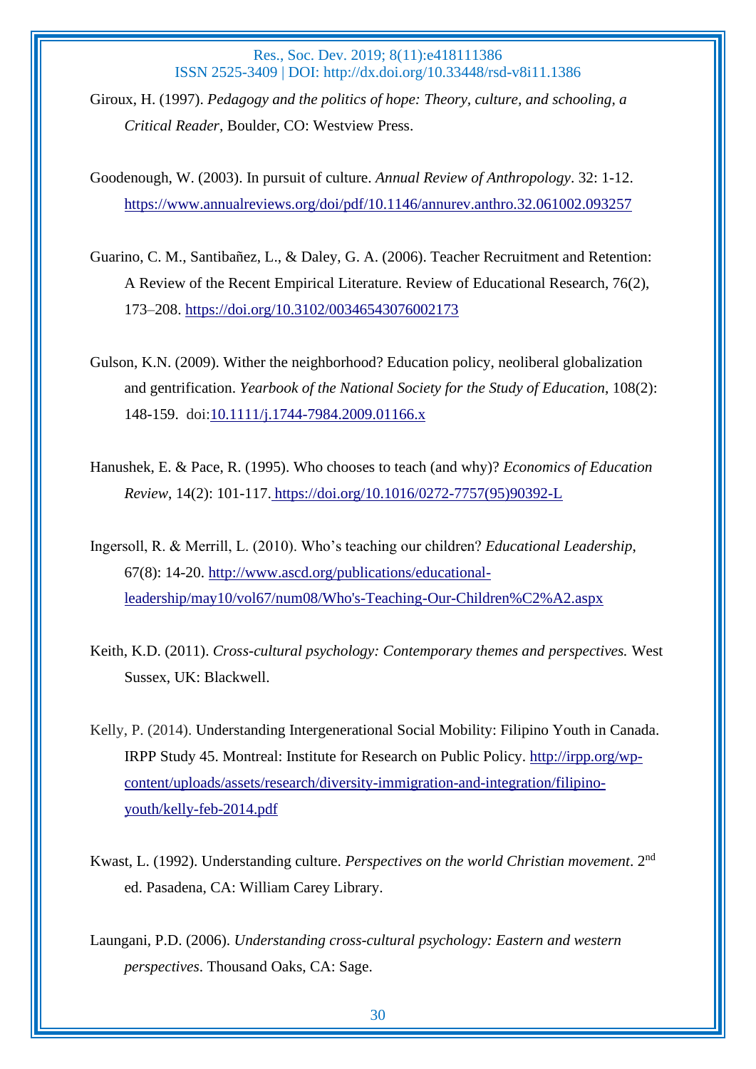Giroux, H. (1997). *Pedagogy and the politics of hope: Theory, culture, and schooling, a Critical Reader*, Boulder, CO: Westview Press.

Goodenough, W. (2003). In pursuit of culture. *Annual Review of Anthropology*. 32: 1-12. https://www.annualreviews.org/doi/pdf/10.1146/annurev.anthro.32.061002.093257

Guarino, C. M., Santibañez, L., & Daley, G. A. (2006). Teacher Recruitment and Retention: A Review of the Recent Empirical Literature. Review of Educational Research, 76(2), 173–208. https://doi.org/10.3102/00346543076002173

Gulson, K.N. (2009). Wither the neighborhood? Education policy, neoliberal globalization and gentrification. *Yearbook of the National Society for the Study of Education*, 108(2): 148-159. doi:10.1111/j.1744-7984.2009.01166.x

Hanushek, E. & Pace, R. (1995). Who chooses to teach (and why)? *Economics of Education Review*, 14(2): 101-117. https://doi.org/10.1016/0272-7757(95)90392-L

Ingersoll, R. & Merrill, L. (2010). Who's teaching our children? *Educational Leadership*, 67(8): 14-20. http://www.ascd.org/publications/educational-leadership/may10/vol67/num08/Who's-Teaching-Our-Children%C2%A2.aspx

Keith, K.D. (2011). *Cross-cultural psychology: Contemporary themes and perspectives.* West Sussex, UK: Blackwell.

Kelly, P. (2014). Understanding Intergenerational Social Mobility: Filipino Youth in Canada. IRPP Study 45. Montreal: Institute for Research on Public Policy. http://irpp.org/wp-content/uploads/assets/research/diversity-immigration-and-integration/filipino-youth/kelly-feb-2014.pdf

Kwast, L. (1992). Understanding culture. *Perspectives on the world Christian movement*. 2nd ed. Pasadena, CA: William Carey Library.

Laungani, P.D. (2006). *Understanding cross-cultural psychology: Eastern and western perspectives*. Thousand Oaks, CA: Sage.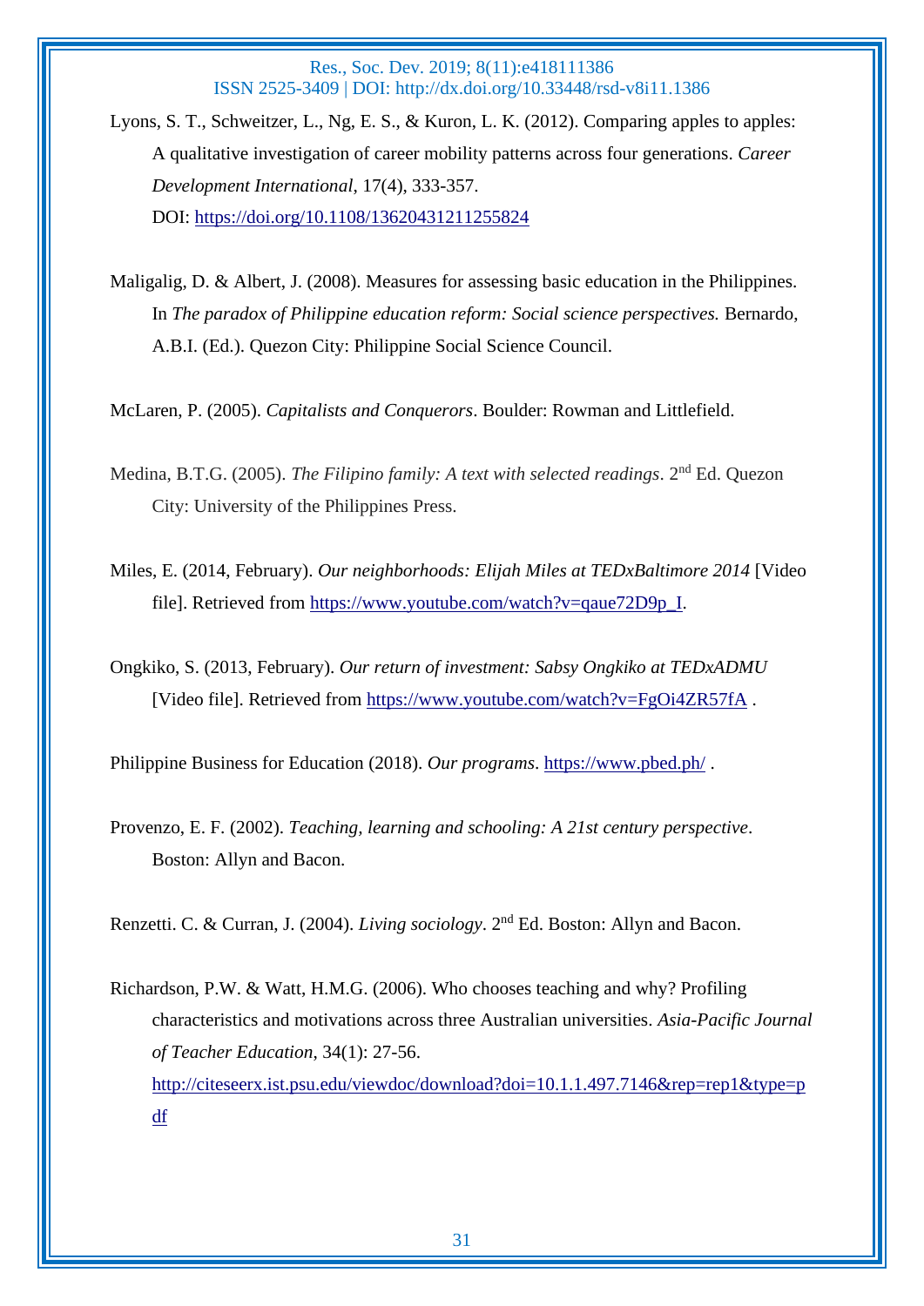Lyons, S. T., Schweitzer, L., Ng, E. S., & Kuron, L. K. (2012). Comparing apples to apples: A qualitative investigation of career mobility patterns across four generations. *Career Development International*, 17(4), 333-357. DOI: https://doi.org/10.1108/13620431211255824

Maligalig, D. & Albert, J. (2008). Measures for assessing basic education in the Philippines. In *The paradox of Philippine education reform: Social science perspectives.* Bernardo, A.B.I. (Ed.). Quezon City: Philippine Social Science Council.

McLaren, P. (2005). *Capitalists and Conquerors*. Boulder: Rowman and Littlefield.

Medina, B.T.G. (2005). *The Filipino family: A text with selected readings*. 2nd Ed. Quezon City: University of the Philippines Press.

Miles, E. (2014, February). *Our neighborhoods: Elijah Miles at TEDxBaltimore 2014* [Video file]. Retrieved from https://www.youtube.com/watch?v=qaue72D9p_I.

Ongkiko, S. (2013, February). *Our return of investment: Sabsy Ongkiko at TEDxADMU* [Video file]. Retrieved from https://www.youtube.com/watch?v=FgOi4ZR57fA .

Philippine Business for Education (2018). *Our programs*. https://www.pbed.ph/ .

Provenzo, E. F. (2002). *Teaching, learning and schooling: A 21st century perspective*. Boston: Allyn and Bacon.

Renzetti. C. & Curran, J. (2004). *Living sociology*. 2nd Ed. Boston: Allyn and Bacon.

Richardson, P.W. & Watt, H.M.G. (2006). Who chooses teaching and why? Profiling characteristics and motivations across three Australian universities. *Asia-Pacific Journal of Teacher Education*, 34(1): 27-56. http://citeseerx.ist.psu.edu/viewdoc/download?doi=10.1.1.497.7146&rep=rep1&type=pdf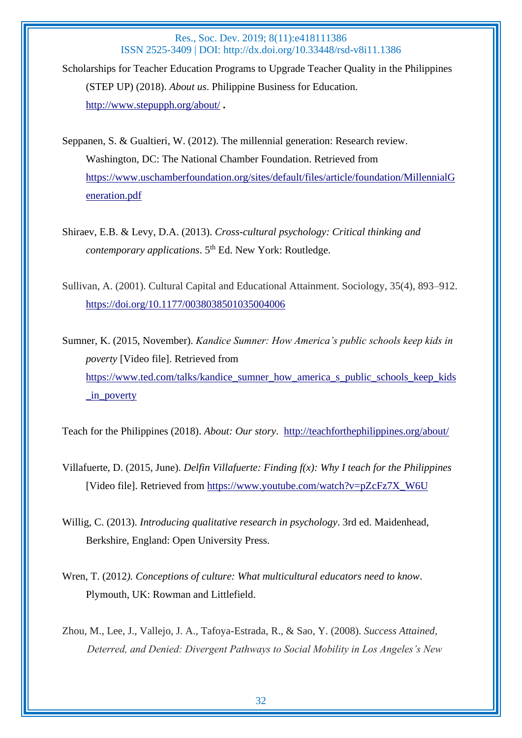Scholarships for Teacher Education Programs to Upgrade Teacher Quality in the Philippines (STEP UP) (2018). *About us*. Philippine Business for Education. http://www.stepupph.org/about/ .

Seppanen, S. & Gualtieri, W. (2012). The millennial generation: Research review. Washington, DC: The National Chamber Foundation. Retrieved from https://www.uschamberfoundation.org/sites/default/files/article/foundation/MillennialGeneration.pdf

Shiraev, E.B. & Levy, D.A. (2013). *Cross-cultural psychology: Critical thinking and contemporary applications*. 5th Ed. New York: Routledge.

Sullivan, A. (2001). Cultural Capital and Educational Attainment. Sociology, 35(4), 893–912. https://doi.org/10.1177/0038038501035004006

Sumner, K. (2015, November). *Kandice Sumner: How America's public schools keep kids in poverty* [Video file]. Retrieved from https://www.ted.com/talks/kandice_sumner_how_america_s_public_schools_keep_kids_in_poverty

Teach for the Philippines (2018). *About: Our story*. http://teachforthephilippines.org/about/

Villafuerte, D. (2015, June). *Delfin Villafuerte: Finding f(x): Why I teach for the Philippines* [Video file]. Retrieved from https://www.youtube.com/watch?v=pZcFz7X_W6U

Willig, C. (2013). *Introducing qualitative research in psychology*. 3rd ed. Maidenhead, Berkshire, England: Open University Press.

Wren, T. (2012). *Conceptions of culture: What multicultural educators need to know*. Plymouth, UK: Rowman and Littlefield.

Zhou, M., Lee, J., Vallejo, J. A., Tafoya-Estrada, R., & Sao, Y. (2008). *Success Attained, Deterred, and Denied: Divergent Pathways to Social Mobility in Los Angeles's New*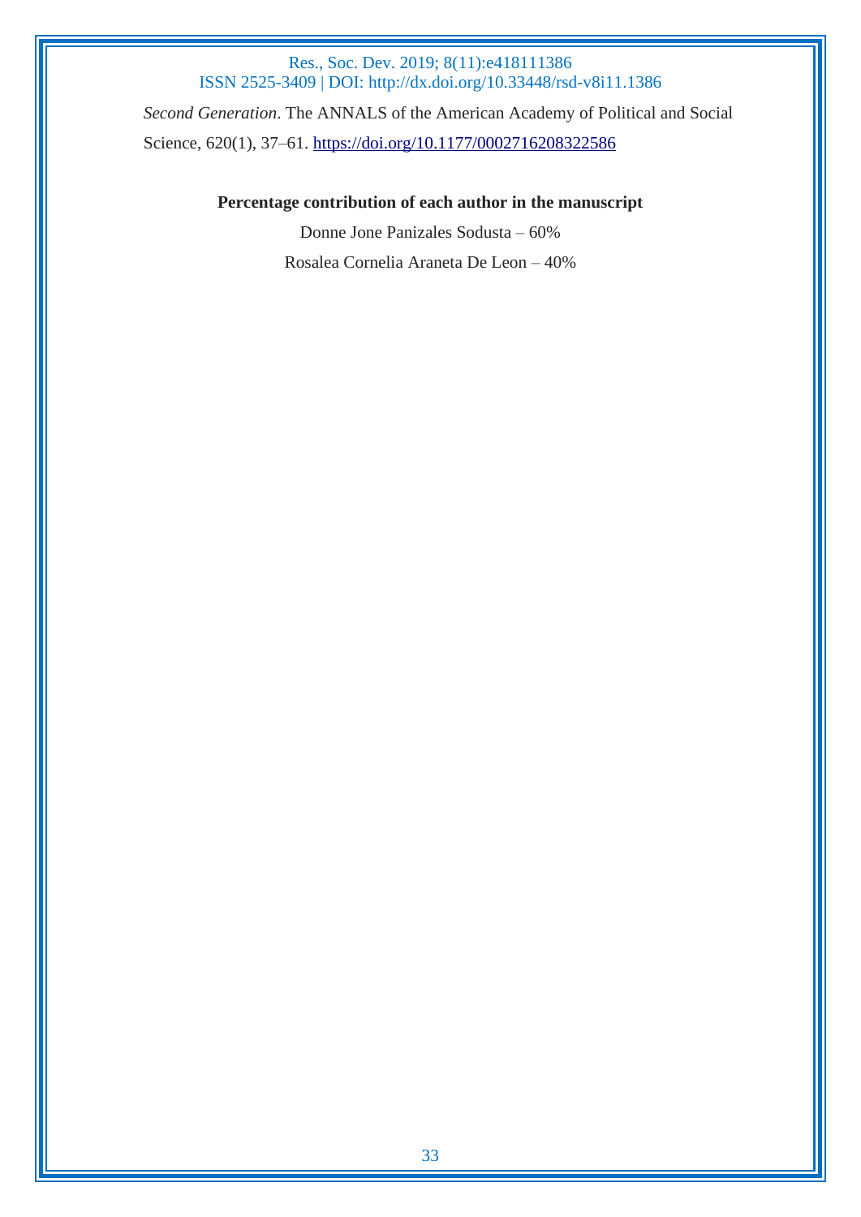*Second Generation*. The ANNALS of the American Academy of Political and Social Science, 620(1), 37–61. https://doi.org/10.1177/0002716208322586

**Percentage contribution of each author in the manuscript**

Donne Jone Panizales Sodusta – 60%

Rosalea Cornelia Araneta De Leon – 40%